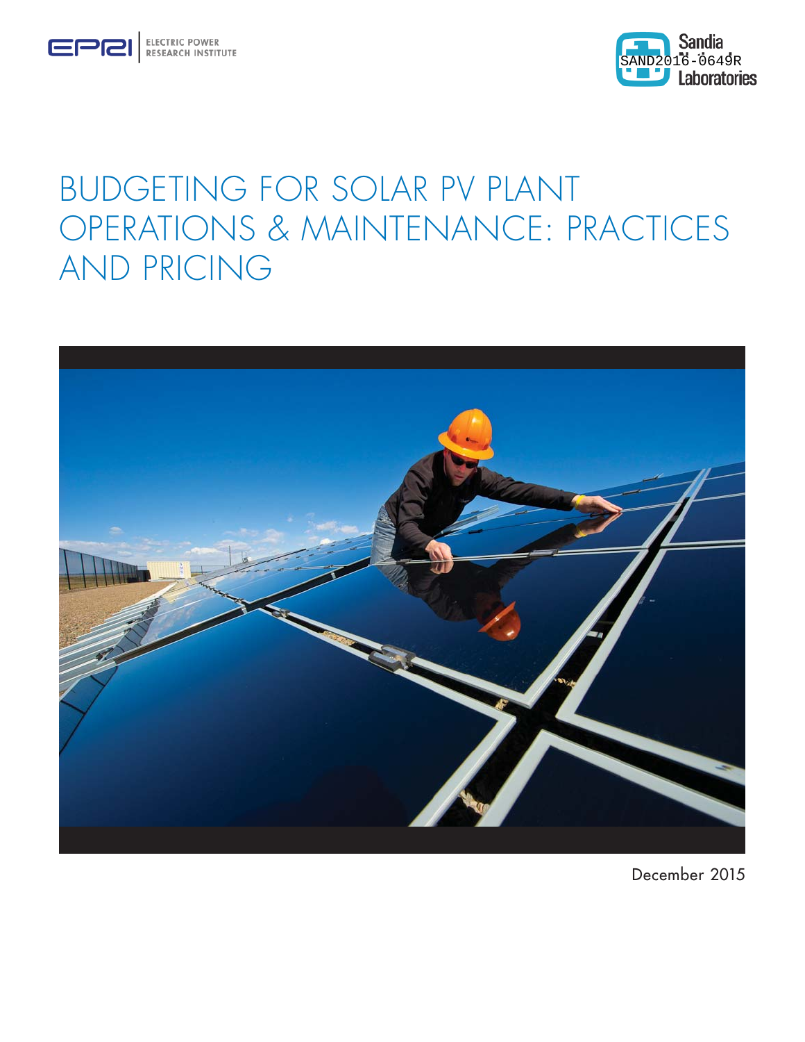ELECTRIC POWER RESEARCH INSTITUTE

SAND2016-0649R

Sandia National Laboratories

# BUDGETING FOR SOLAR PV PLANT OPERATIONS & MAINTENANCE: PRACTICES AND PRICING

December 2015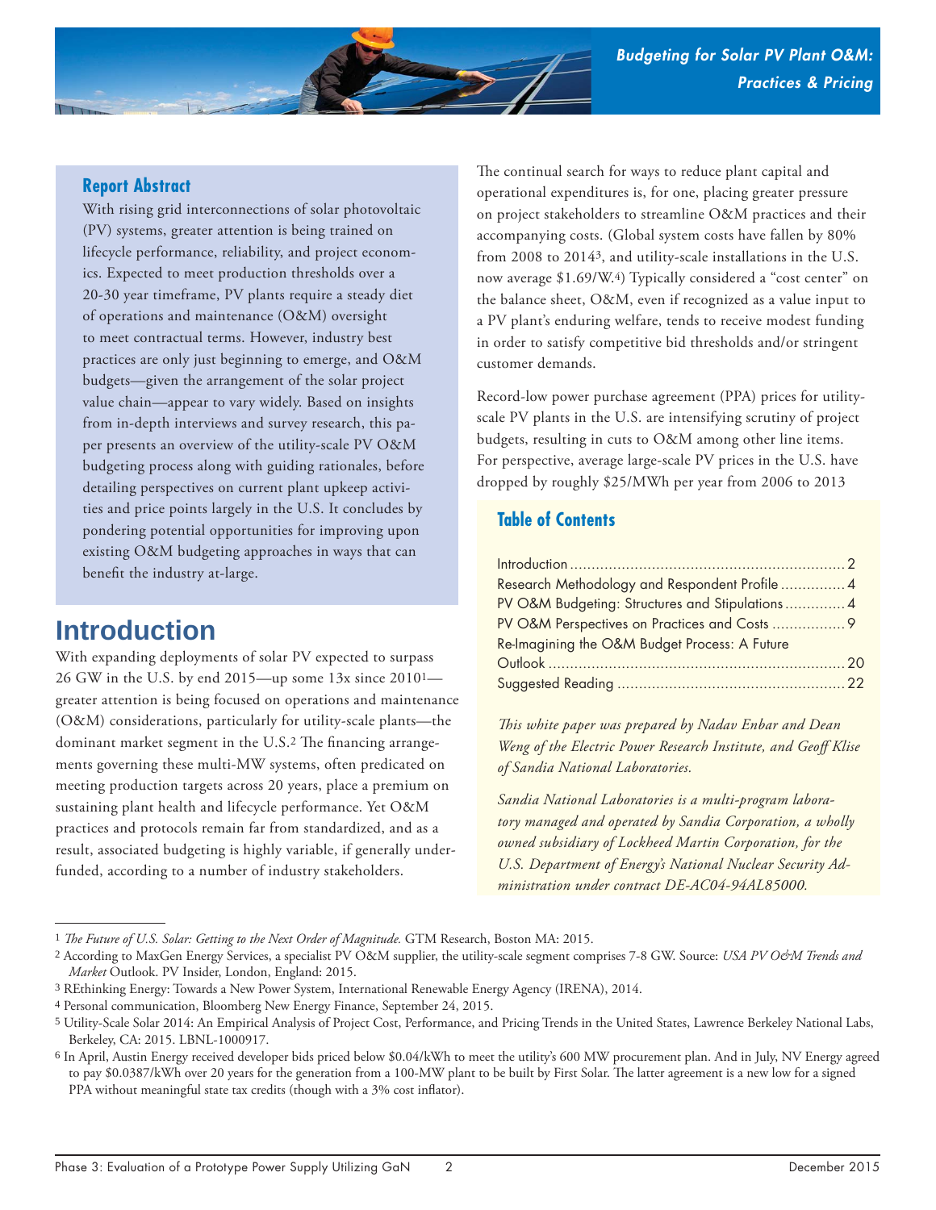### Report Abstract

With rising grid interconnections of solar photovoltaic (PV) systems, greater attention is being trained on lifecycle performance, reliability, and project economics. Expected to meet production thresholds over a 20-30 year timeframe, PV plants require a steady diet of operations and maintenance (O&M) oversight to meet contractual terms. However, industry best practices are only just beginning to emerge, and O&M budgets—given the arrangement of the solar project value chain—appear to vary widely. Based on insights from in-depth interviews and survey research, this paper presents an overview of the utility-scale PV O&M budgeting process along with guiding rationales, before detailing perspectives on current plant upkeep activities and price points largely in the U.S. It concludes by pondering potential opportunities for improving upon existing O&M budgeting approaches in ways that can benefit the industry at-large.

# Introduction

With expanding deployments of solar PV expected to surpass 26 GW in the U.S. by end 2015—up some 13x since 2010[1]—greater attention is being focused on operations and maintenance (O&M) considerations, particularly for utility-scale plants—the dominant market segment in the U.S.[2] The financing arrangements governing these multi-MW systems, often predicated on meeting production targets across 20 years, place a premium on sustaining plant health and lifecycle performance. Yet O&M practices and protocols remain far from standardized, and as a result, associated budgeting is highly variable, if generally underfunded, according to a number of industry stakeholders.

The continual search for ways to reduce plant capital and operational expenditures is, for one, placing greater pressure on project stakeholders to streamline O&M practices and their accompanying costs. (Global system costs have fallen by 80% from 2008 to 2014[3], and utility-scale installations in the U.S. now average $1.69/W.[4]) Typically considered a "cost center" on the balance sheet, O&M, even if recognized as a value input to a PV plant's enduring welfare, tends to receive modest funding in order to satisfy competitive bid thresholds and/or stringent customer demands.

Record-low power purchase agreement (PPA) prices for utility-scale PV plants in the U.S. are intensifying scrutiny of project budgets, resulting in cuts to O&M among other line items. For perspective, average large-scale PV prices in the U.S. have dropped by roughly $25/MWh per year from 2006 to 2013

### Table of Contents

- Introduction ........ 2
- Research Methodology and Respondent Profile ........ 4
- PV O&M Budgeting: Structures and Stipulations ........ 4
- PV O&M Perspectives on Practices and Costs ........ 9
- Re-Imagining the O&M Budget Process: A Future Outlook ........ 20
- Suggested Reading ........ 22

*This white paper was prepared by Nadav Enbar and Dean Weng of the Electric Power Research Institute, and Geoff Klise of Sandia National Laboratories.*

*Sandia National Laboratories is a multi-program laboratory managed and operated by Sandia Corporation, a wholly owned subsidiary of Lockheed Martin Corporation, for the U.S. Department of Energy's National Nuclear Security Administration under contract DE-AC04-94AL85000.*

---

[1] *The Future of U.S. Solar: Getting to the Next Order of Magnitude.* GTM Research, Boston MA: 2015.

[2] According to MaxGen Energy Services, a specialist PV O&M supplier, the utility-scale segment comprises 7-8 GW. Source: *USA PV O&M Trends and Market* Outlook. PV Insider, London, England: 2015.

[3] REthinking Energy: Towards a New Power System, International Renewable Energy Agency (IRENA), 2014.

[4] Personal communication, Bloomberg New Energy Finance, September 24, 2015.

[5] Utility-Scale Solar 2014: An Empirical Analysis of Project Cost, Performance, and Pricing Trends in the United States, Lawrence Berkeley National Labs, Berkeley, CA: 2015. LBNL-1000917.

[6] In April, Austin Energy received developer bids priced below $0.04/kWh to meet the utility's 600 MW procurement plan. And in July, NV Energy agreed to pay $0.0387/kWh over 20 years for the generation from a 100-MW plant to be built by First Solar. The latter agreement is a new low for a signed PPA without meaningful state tax credits (though with a 3% cost inflator).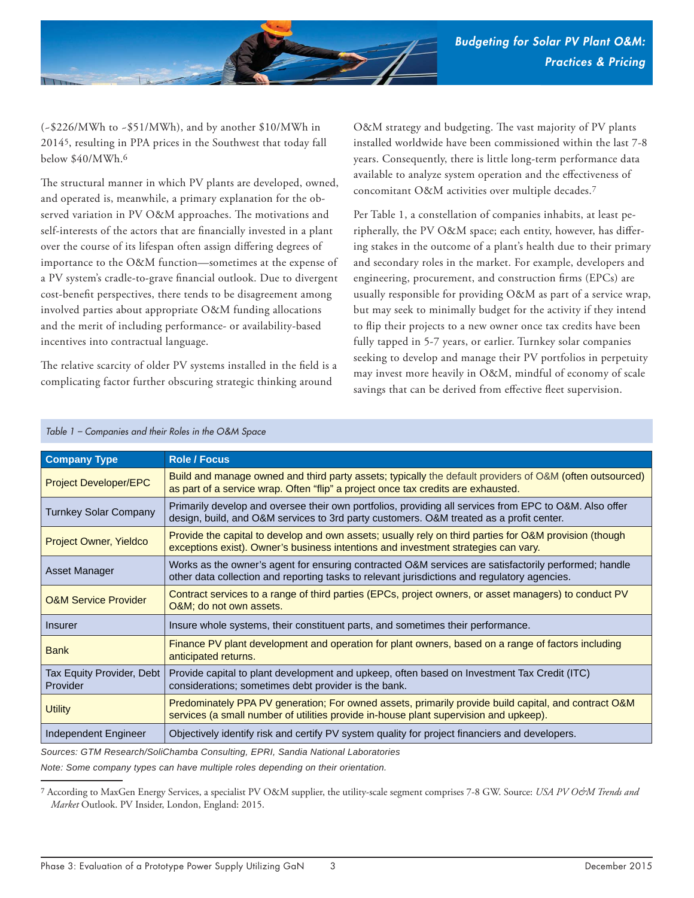(~$226/MWh to ~$51/MWh), and by another $10/MWh in 2014[5], resulting in PPA prices in the Southwest that today fall below $40/MWh.[6]

The structural manner in which PV plants are developed, owned, and operated is, meanwhile, a primary explanation for the observed variation in PV O&M approaches. The motivations and self-interests of the actors that are financially invested in a plant over the course of its lifespan often assign differing degrees of importance to the O&M function—sometimes at the expense of a PV system's cradle-to-grave financial outlook. Due to divergent cost-benefit perspectives, there tends to be disagreement among involved parties about appropriate O&M funding allocations and the merit of including performance- or availability-based incentives into contractual language.

The relative scarcity of older PV systems installed in the field is a complicating factor further obscuring strategic thinking around O&M strategy and budgeting. The vast majority of PV plants installed worldwide have been commissioned within the last 7-8 years. Consequently, there is little long-term performance data available to analyze system operation and the effectiveness of concomitant O&M activities over multiple decades.[7]

Per Table 1, a constellation of companies inhabits, at least peripherally, the PV O&M space; each entity, however, has differing stakes in the outcome of a plant's health due to their primary and secondary roles in the market. For example, developers and engineering, procurement, and construction firms (EPCs) are usually responsible for providing O&M as part of a service wrap, but may seek to minimally budget for the activity if they intend to flip their projects to a new owner once tax credits have been fully tapped in 5-7 years, or earlier. Turnkey solar companies seeking to develop and manage their PV portfolios in perpetuity may invest more heavily in O&M, mindful of economy of scale savings that can be derived from effective fleet supervision.

*Table 1 – Companies and their Roles in the O&M Space*

| Company Type | Role / Focus |
|---|---|
| Project Developer/EPC | Build and manage owned and third party assets; typically the default providers of O&M (often outsourced) as part of a service wrap. Often "flip" a project once tax credits are exhausted. |
| Turnkey Solar Company | Primarily develop and oversee their own portfolios, providing all services from EPC to O&M. Also offer design, build, and O&M services to 3rd party customers. O&M treated as a profit center. |
| Project Owner, Yieldco | Provide the capital to develop and own assets; usually rely on third parties for O&M provision (though exceptions exist). Owner's business intentions and investment strategies can vary. |
| Asset Manager | Works as the owner's agent for ensuring contracted O&M services are satisfactorily performed; handle other data collection and reporting tasks to relevant jurisdictions and regulatory agencies. |
| O&M Service Provider | Contract services to a range of third parties (EPCs, project owners, or asset managers) to conduct PV O&M; do not own assets. |
| Insurer | Insure whole systems, their constituent parts, and sometimes their performance. |
| Bank | Finance PV plant development and operation for plant owners, based on a range of factors including anticipated returns. |
| Tax Equity Provider, Debt Provider | Provide capital to plant development and upkeep, often based on Investment Tax Credit (ITC) considerations; sometimes debt provider is the bank. |
| Utility | Predominately PPA PV generation; For owned assets, primarily provide build capital, and contract O&M services (a small number of utilities provide in-house plant supervision and upkeep). |
| Independent Engineer | Objectively identify risk and certify PV system quality for project financiers and developers. |

*Sources: GTM Research/SoliChamba Consulting, EPRI, Sandia National Laboratories*

*Note: Some company types can have multiple roles depending on their orientation.*

---

[7] According to MaxGen Energy Services, a specialist PV O&M supplier, the utility-scale segment comprises 7-8 GW. Source: *USA PV O&M Trends and Market* Outlook. PV Insider, London, England: 2015.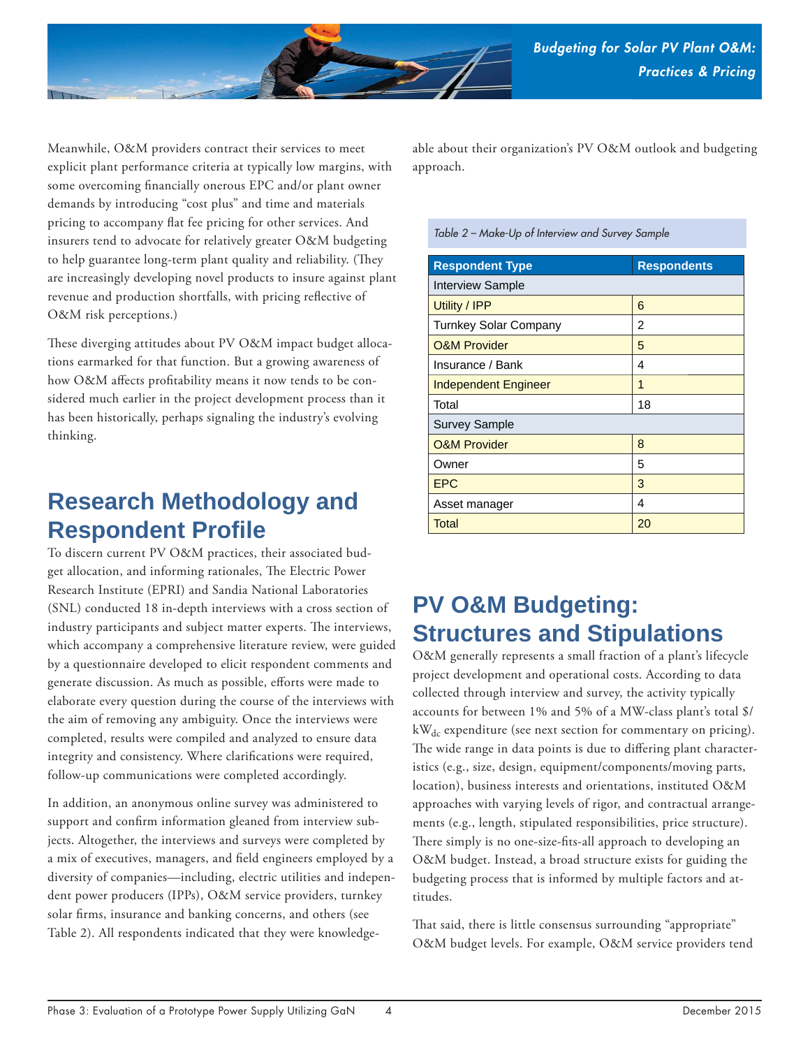Meanwhile, O&M providers contract their services to meet explicit plant performance criteria at typically low margins, with some overcoming financially onerous EPC and/or plant owner demands by introducing "cost plus" and time and materials pricing to accompany flat fee pricing for other services. And insurers tend to advocate for relatively greater O&M budgeting to help guarantee long-term plant quality and reliability. (They are increasingly developing novel products to insure against plant revenue and production shortfalls, with pricing reflective of O&M risk perceptions.)

These diverging attitudes about PV O&M impact budget allocations earmarked for that function. But a growing awareness of how O&M affects profitability means it now tends to be considered much earlier in the project development process than it has been historically, perhaps signaling the industry's evolving thinking.

## Research Methodology and Respondent Profile

To discern current PV O&M practices, their associated budget allocation, and informing rationales, The Electric Power Research Institute (EPRI) and Sandia National Laboratories (SNL) conducted 18 in-depth interviews with a cross section of industry participants and subject matter experts. The interviews, which accompany a comprehensive literature review, were guided by a questionnaire developed to elicit respondent comments and generate discussion. As much as possible, efforts were made to elaborate every question during the course of the interviews with the aim of removing any ambiguity. Once the interviews were completed, results were compiled and analyzed to ensure data integrity and consistency. Where clarifications were required, follow-up communications were completed accordingly.

In addition, an anonymous online survey was administered to support and confirm information gleaned from interview subjects. Altogether, the interviews and surveys were completed by a mix of executives, managers, and field engineers employed by a diversity of companies—including, electric utilities and independent power producers (IPPs), O&M service providers, turnkey solar firms, insurance and banking concerns, and others (see Table 2). All respondents indicated that they were knowledgeable about their organization's PV O&M outlook and budgeting approach.

*Table 2 – Make-Up of Interview and Survey Sample*

| Respondent Type | Respondents |
|---|---|
| Interview Sample | |
| Utility / IPP | 6 |
| Turnkey Solar Company | 2 |
| O&M Provider | 5 |
| Insurance / Bank | 4 |
| Independent Engineer | 1 |
| Total | 18 |
| Survey Sample | |
| O&M Provider | 8 |
| Owner | 5 |
| EPC | 3 |
| Asset manager | 4 |
| Total | 20 |

## PV O&M Budgeting: Structures and Stipulations

O&M generally represents a small fraction of a plant's lifecycle project development and operational costs. According to data collected through interview and survey, the activity typically accounts for between 1% and 5% of a MW-class plant's total $/$kW_{dc}$ expenditure (see next section for commentary on pricing). The wide range in data points is due to differing plant characteristics (e.g., size, design, equipment/components/moving parts, location), business interests and orientations, instituted O&M approaches with varying levels of rigor, and contractual arrangements (e.g., length, stipulated responsibilities, price structure). There simply is no one-size-fits-all approach to developing an O&M budget. Instead, a broad structure exists for guiding the budgeting process that is informed by multiple factors and attitudes.

That said, there is little consensus surrounding "appropriate" O&M budget levels. For example, O&M service providers tend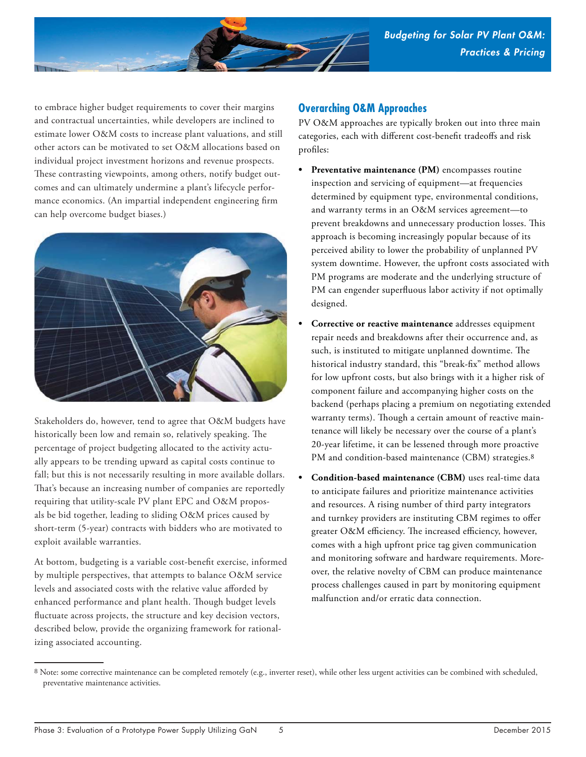to embrace higher budget requirements to cover their margins and contractual uncertainties, while developers are inclined to estimate lower O&M costs to increase plant valuations, and still other actors can be motivated to set O&M allocations based on individual project investment horizons and revenue prospects. These contrasting viewpoints, among others, notify budget outcomes and can ultimately undermine a plant's lifecycle performance economics. (An impartial independent engineering firm can help overcome budget biases.)

Stakeholders do, however, tend to agree that O&M budgets have historically been low and remain so, relatively speaking. The percentage of project budgeting allocated to the activity actually appears to be trending upward as capital costs continue to fall; but this is not necessarily resulting in more available dollars. That's because an increasing number of companies are reportedly requiring that utility-scale PV plant EPC and O&M proposals be bid together, leading to sliding O&M prices caused by short-term (5-year) contracts with bidders who are motivated to exploit available warranties.

At bottom, budgeting is a variable cost-benefit exercise, informed by multiple perspectives, that attempts to balance O&M service levels and associated costs with the relative value afforded by enhanced performance and plant health. Though budget levels fluctuate across projects, the structure and key decision vectors, described below, provide the organizing framework for rationalizing associated accounting.

## Overarching O&M Approaches

PV O&M approaches are typically broken out into three main categories, each with different cost-benefit tradeoffs and risk profiles:

- **Preventative maintenance (PM)** encompasses routine inspection and servicing of equipment—at frequencies determined by equipment type, environmental conditions, and warranty terms in an O&M services agreement—to prevent breakdowns and unnecessary production losses. This approach is becoming increasingly popular because of its perceived ability to lower the probability of unplanned PV system downtime. However, the upfront costs associated with PM programs are moderate and the underlying structure of PM can engender superfluous labor activity if not optimally designed.
- **Corrective or reactive maintenance** addresses equipment repair needs and breakdowns after their occurrence and, as such, is instituted to mitigate unplanned downtime. The historical industry standard, this "break-fix" method allows for low upfront costs, but also brings with it a higher risk of component failure and accompanying higher costs on the backend (perhaps placing a premium on negotiating extended warranty terms). Though a certain amount of reactive maintenance will likely be necessary over the course of a plant's 20-year lifetime, it can be lessened through more proactive PM and condition-based maintenance (CBM) strategies.[8]
- **Condition-based maintenance (CBM)** uses real-time data to anticipate failures and prioritize maintenance activities and resources. A rising number of third party integrators and turnkey providers are instituting CBM regimes to offer greater O&M efficiency. The increased efficiency, however, comes with a high upfront price tag given communication and monitoring software and hardware requirements. Moreover, the relative novelty of CBM can produce maintenance process challenges caused in part by monitoring equipment malfunction and/or erratic data connection.

[8] Note: some corrective maintenance can be completed remotely (e.g., inverter reset), while other less urgent activities can be combined with scheduled, preventative maintenance activities.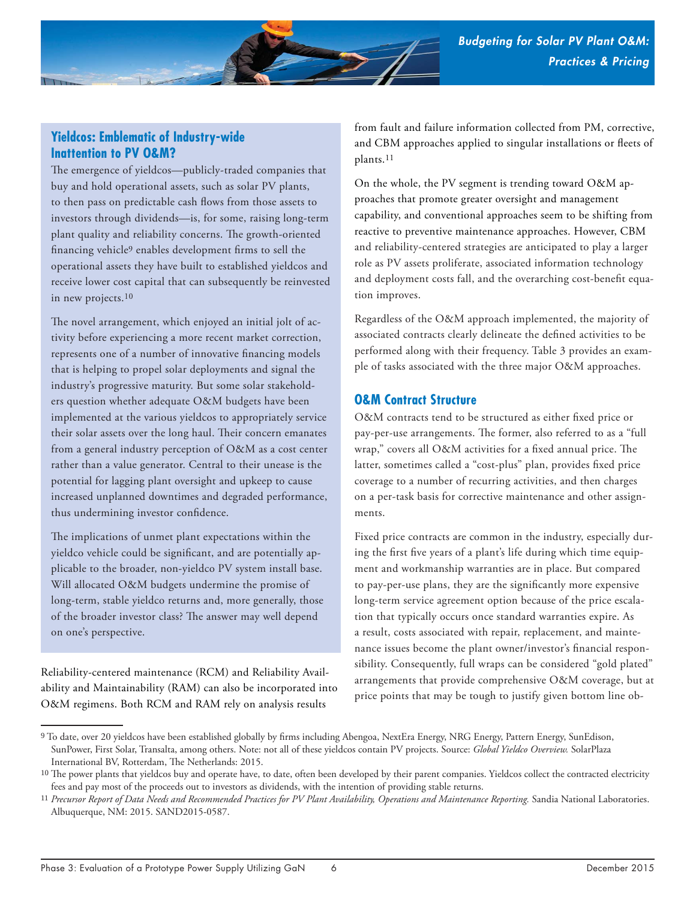## Yieldcos: Emblematic of Industry-wide Inattention to PV O&M?

The emergence of yieldcos—publicly-traded companies that buy and hold operational assets, such as solar PV plants, to then pass on predictable cash flows from those assets to investors through dividends—is, for some, raising long-term plant quality and reliability concerns. The growth-oriented financing vehicle[9] enables development firms to sell the operational assets they have built to established yieldcos and receive lower cost capital that can subsequently be reinvested in new projects.[10]

The novel arrangement, which enjoyed an initial jolt of activity before experiencing a more recent market correction, represents one of a number of innovative financing models that is helping to propel solar deployments and signal the industry's progressive maturity. But some solar stakeholders question whether adequate O&M budgets have been implemented at the various yieldcos to appropriately service their solar assets over the long haul. Their concern emanates from a general industry perception of O&M as a cost center rather than a value generator. Central to their unease is the potential for lagging plant oversight and upkeep to cause increased unplanned downtimes and degraded performance, thus undermining investor confidence.

The implications of unmet plant expectations within the yieldco vehicle could be significant, and are potentially applicable to the broader, non-yieldco PV system install base. Will allocated O&M budgets undermine the promise of long-term, stable yieldco returns and, more generally, those of the broader investor class? The answer may well depend on one's perspective.

Reliability-centered maintenance (RCM) and Reliability Availability and Maintainability (RAM) can also be incorporated into O&M regimens. Both RCM and RAM rely on analysis results from fault and failure information collected from PM, corrective, and CBM approaches applied to singular installations or fleets of plants.[11]

On the whole, the PV segment is trending toward O&M approaches that promote greater oversight and management capability, and conventional approaches seem to be shifting from reactive to preventive maintenance approaches. However, CBM and reliability-centered strategies are anticipated to play a larger role as PV assets proliferate, associated information technology and deployment costs fall, and the overarching cost-benefit equation improves.

Regardless of the O&M approach implemented, the majority of associated contracts clearly delineate the defined activities to be performed along with their frequency. Table 3 provides an example of tasks associated with the three major O&M approaches.

## O&M Contract Structure

O&M contracts tend to be structured as either fixed price or pay-per-use arrangements. The former, also referred to as a "full wrap," covers all O&M activities for a fixed annual price. The latter, sometimes called a "cost-plus" plan, provides fixed price coverage to a number of recurring activities, and then charges on a per-task basis for corrective maintenance and other assignments.

Fixed price contracts are common in the industry, especially during the first five years of a plant's life during which time equipment and workmanship warranties are in place. But compared to pay-per-use plans, they are the significantly more expensive long-term service agreement option because of the price escalation that typically occurs once standard warranties expire. As a result, costs associated with repair, replacement, and maintenance issues become the plant owner/investor's financial responsibility. Consequently, full wraps can be considered "gold plated" arrangements that provide comprehensive O&M coverage, but at price points that may be tough to justify given bottom line ob-

---

[9] To date, over 20 yieldcos have been established globally by firms including Abengoa, NextEra Energy, NRG Energy, Pattern Energy, SunEdison, SunPower, First Solar, Transalta, among others. Note: not all of these yieldcos contain PV projects. Source: *Global Yieldco Overview.* SolarPlaza International BV, Rotterdam, The Netherlands: 2015.

[10] The power plants that yieldcos buy and operate have, to date, often been developed by their parent companies. Yieldcos collect the contracted electricity fees and pay most of the proceeds out to investors as dividends, with the intention of providing stable returns.

[11] *Precursor Report of Data Needs and Recommended Practices for PV Plant Availability, Operations and Maintenance Reporting.* Sandia National Laboratories. Albuquerque, NM: 2015. SAND2015-0587.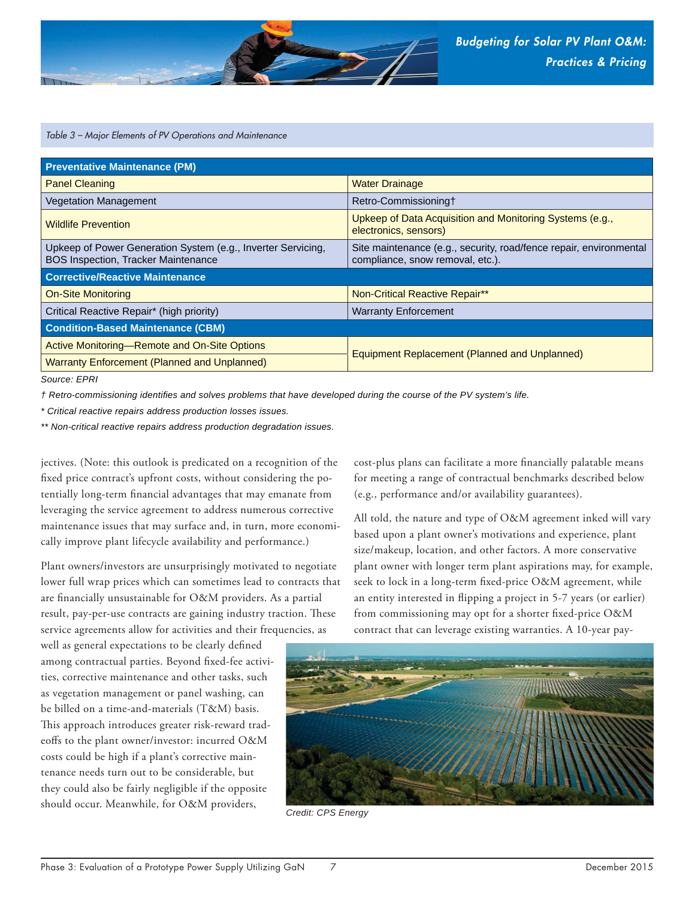*Table 3 – Major Elements of PV Operations and Maintenance*

| Preventative Maintenance (PM) | |
|---|---|
| Panel Cleaning | Water Drainage |
| Vegetation Management | Retro-Commissioning† |
| Wildlife Prevention | Upkeep of Data Acquisition and Monitoring Systems (e.g., electronics, sensors) |
| Upkeep of Power Generation System (e.g., Inverter Servicing, BOS Inspection, Tracker Maintenance | Site maintenance (e.g., security, road/fence repair, environmental compliance, snow removal, etc.). |
| **Corrective/Reactive Maintenance** | |
| On-Site Monitoring | Non-Critical Reactive Repair** |
| Critical Reactive Repair* (high priority) | Warranty Enforcement |
| **Condition-Based Maintenance (CBM)** | |
| Active Monitoring—Remote and On-Site Options | Equipment Replacement (Planned and Unplanned) |
| Warranty Enforcement (Planned and Unplanned) | |

*Source: EPRI*

*† Retro-commissioning identifies and solves problems that have developed during the course of the PV system's life.*

** Critical reactive repairs address production losses issues.*

*** Non-critical reactive repairs address production degradation issues.*

jectives. (Note: this outlook is predicated on a recognition of the fixed price contract's upfront costs, without considering the potentially long-term financial advantages that may emanate from leveraging the service agreement to address numerous corrective maintenance issues that may surface and, in turn, more economically improve plant lifecycle availability and performance.)

Plant owners/investors are unsurprisingly motivated to negotiate lower full wrap prices which can sometimes lead to contracts that are financially unsustainable for O&M providers. As a partial result, pay-per-use contracts are gaining industry traction. These service agreements allow for activities and their frequencies, as well as general expectations to be clearly defined among contractual parties. Beyond fixed-fee activities, corrective maintenance and other tasks, such as vegetation management or panel washing, can be billed on a time-and-materials (T&M) basis. This approach introduces greater risk-reward tradeoffs to the plant owner/investor: incurred O&M costs could be high if a plant's corrective maintenance needs turn out to be considerable, but they could also be fairly negligible if the opposite should occur. Meanwhile, for O&M providers, cost-plus plans can facilitate a more financially palatable means for meeting a range of contractual benchmarks described below (e.g., performance and/or availability guarantees).

All told, the nature and type of O&M agreement inked will vary based upon a plant owner's motivations and experience, plant size/makeup, location, and other factors. A more conservative plant owner with longer term plant aspirations may, for example, seek to lock in a long-term fixed-price O&M agreement, while an entity interested in flipping a project in 5-7 years (or earlier) from commissioning may opt for a shorter fixed-price O&M contract that can leverage existing warranties. A 10-year pay-

Credit: CPS Energy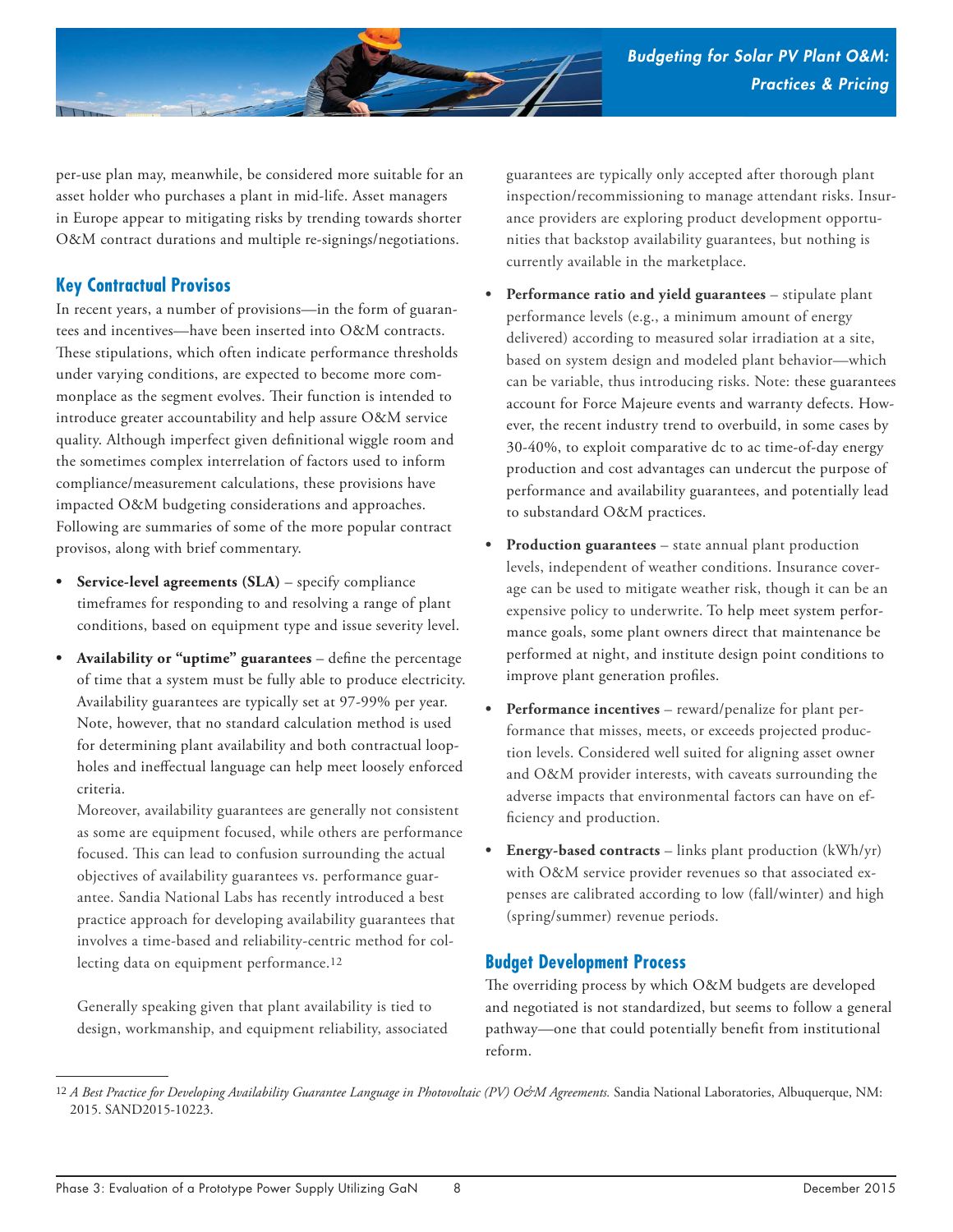per-use plan may, meanwhile, be considered more suitable for an asset holder who purchases a plant in mid-life. Asset managers in Europe appear to mitigating risks by trending towards shorter O&M contract durations and multiple re-signings/negotiations.

## Key Contractual Provisos

In recent years, a number of provisions—in the form of guarantees and incentives—have been inserted into O&M contracts. These stipulations, which often indicate performance thresholds under varying conditions, are expected to become more commonplace as the segment evolves. Their function is intended to introduce greater accountability and help assure O&M service quality. Although imperfect given definitional wiggle room and the sometimes complex interrelation of factors used to inform compliance/measurement calculations, these provisions have impacted O&M budgeting considerations and approaches. Following are summaries of some of the more popular contract provisos, along with brief commentary.

- **Service-level agreements (SLA)** – specify compliance timeframes for responding to and resolving a range of plant conditions, based on equipment type and issue severity level.
- **Availability or "uptime" guarantees** – define the percentage of time that a system must be fully able to produce electricity. Availability guarantees are typically set at 97-99% per year. Note, however, that no standard calculation method is used for determining plant availability and both contractual loopholes and ineffectual language can help meet loosely enforced criteria.

  Moreover, availability guarantees are generally not consistent as some are equipment focused, while others are performance focused. This can lead to confusion surrounding the actual objectives of availability guarantees vs. performance guarantee. Sandia National Labs has recently introduced a best practice approach for developing availability guarantees that involves a time-based and reliability-centric method for collecting data on equipment performance.[12]

  Generally speaking given that plant availability is tied to design, workmanship, and equipment reliability, associated guarantees are typically only accepted after thorough plant inspection/recommissioning to manage attendant risks. Insurance providers are exploring product development opportunities that backstop availability guarantees, but nothing is currently available in the marketplace.
- **Performance ratio and yield guarantees** – stipulate plant performance levels (e.g., a minimum amount of energy delivered) according to measured solar irradiation at a site, based on system design and modeled plant behavior—which can be variable, thus introducing risks. Note: these guarantees account for Force Majeure events and warranty defects. However, the recent industry trend to overbuild, in some cases by 30-40%, to exploit comparative dc to ac time-of-day energy production and cost advantages can undercut the purpose of performance and availability guarantees, and potentially lead to substandard O&M practices.
- **Production guarantees** – state annual plant production levels, independent of weather conditions. Insurance coverage can be used to mitigate weather risk, though it can be an expensive policy to underwrite. To help meet system performance goals, some plant owners direct that maintenance be performed at night, and institute design point conditions to improve plant generation profiles.
- **Performance incentives** – reward/penalize for plant performance that misses, meets, or exceeds projected production levels. Considered well suited for aligning asset owner and O&M provider interests, with caveats surrounding the adverse impacts that environmental factors can have on efficiency and production.
- **Energy-based contracts** – links plant production (kWh/yr) with O&M service provider revenues so that associated expenses are calibrated according to low (fall/winter) and high (spring/summer) revenue periods.

## Budget Development Process

The overriding process by which O&M budgets are developed and negotiated is not standardized, but seems to follow a general pathway—one that could potentially benefit from institutional reform.

[12] *A Best Practice for Developing Availability Guarantee Language in Photovoltaic (PV) O&M Agreements.* Sandia National Laboratories, Albuquerque, NM: 2015. SAND2015-10223.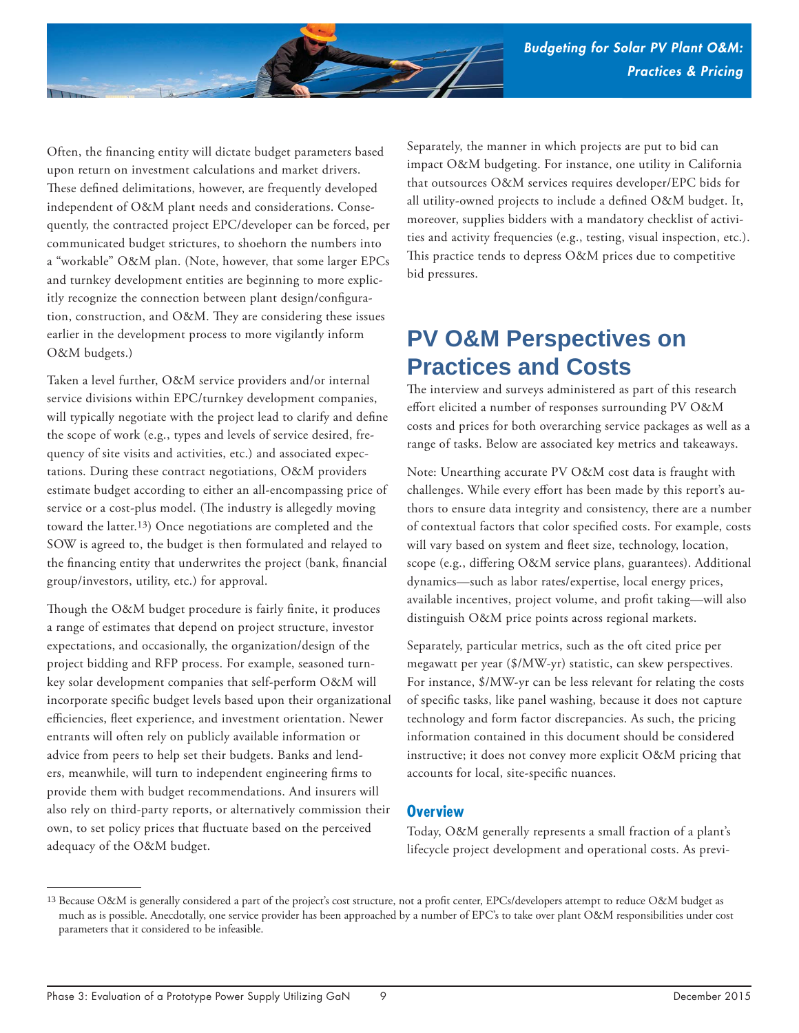Often, the financing entity will dictate budget parameters based upon return on investment calculations and market drivers. These defined delimitations, however, are frequently developed independent of O&M plant needs and considerations. Consequently, the contracted project EPC/developer can be forced, per communicated budget strictures, to shoehorn the numbers into a "workable" O&M plan. (Note, however, that some larger EPCs and turnkey development entities are beginning to more explicitly recognize the connection between plant design/configuration, construction, and O&M. They are considering these issues earlier in the development process to more vigilantly inform O&M budgets.)

Taken a level further, O&M service providers and/or internal service divisions within EPC/turnkey development companies, will typically negotiate with the project lead to clarify and define the scope of work (e.g., types and levels of service desired, frequency of site visits and activities, etc.) and associated expectations. During these contract negotiations, O&M providers estimate budget according to either an all-encompassing price of service or a cost-plus model. (The industry is allegedly moving toward the latter.[13]) Once negotiations are completed and the SOW is agreed to, the budget is then formulated and relayed to the financing entity that underwrites the project (bank, financial group/investors, utility, etc.) for approval.

Though the O&M budget procedure is fairly finite, it produces a range of estimates that depend on project structure, investor expectations, and occasionally, the organization/design of the project bidding and RFP process. For example, seasoned turnkey solar development companies that self-perform O&M will incorporate specific budget levels based upon their organizational efficiencies, fleet experience, and investment orientation. Newer entrants will often rely on publicly available information or advice from peers to help set their budgets. Banks and lenders, meanwhile, will turn to independent engineering firms to provide them with budget recommendations. And insurers will also rely on third-party reports, or alternatively commission their own, to set policy prices that fluctuate based on the perceived adequacy of the O&M budget.

Separately, the manner in which projects are put to bid can impact O&M budgeting. For instance, one utility in California that outsources O&M services requires developer/EPC bids for all utility-owned projects to include a defined O&M budget. It, moreover, supplies bidders with a mandatory checklist of activities and activity frequencies (e.g., testing, visual inspection, etc.). This practice tends to depress O&M prices due to competitive bid pressures.

# PV O&M Perspectives on Practices and Costs

The interview and surveys administered as part of this research effort elicited a number of responses surrounding PV O&M costs and prices for both overarching service packages as well as a range of tasks. Below are associated key metrics and takeaways.

Note: Unearthing accurate PV O&M cost data is fraught with challenges. While every effort has been made by this report's authors to ensure data integrity and consistency, there are a number of contextual factors that color specified costs. For example, costs will vary based on system and fleet size, technology, location, scope (e.g., differing O&M service plans, guarantees). Additional dynamics—such as labor rates/expertise, local energy prices, available incentives, project volume, and profit taking—will also distinguish O&M price points across regional markets.

Separately, particular metrics, such as the oft cited price per megawatt per year ($/MW-yr) statistic, can skew perspectives. For instance, $/MW-yr can be less relevant for relating the costs of specific tasks, like panel washing, because it does not capture technology and form factor discrepancies. As such, the pricing information contained in this document should be considered instructive; it does not convey more explicit O&M pricing that accounts for local, site-specific nuances.

## Overview

Today, O&M generally represents a small fraction of a plant's lifecycle project development and operational costs. As previ-

[13] Because O&M is generally considered a part of the project's cost structure, not a profit center, EPCs/developers attempt to reduce O&M budget as much as is possible. Anecdotally, one service provider has been approached by a number of EPC's to take over plant O&M responsibilities under cost parameters that it considered to be infeasible.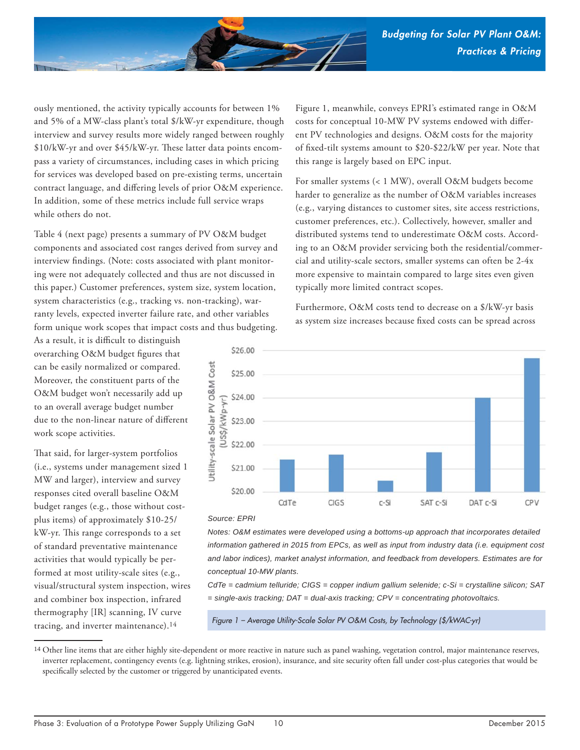ously mentioned, the activity typically accounts for between 1% and 5% of a MW-class plant's total $/kW-yr expenditure, though interview and survey results more widely ranged between roughly $10/kW-yr and over $45/kW-yr. These latter data points encompass a variety of circumstances, including cases in which pricing for services was developed based on pre-existing terms, uncertain contract language, and differing levels of prior O&M experience. In addition, some of these metrics include full service wraps while others do not.

Table 4 (next page) presents a summary of PV O&M budget components and associated cost ranges derived from survey and interview findings. (Note: costs associated with plant monitoring were not adequately collected and thus are not discussed in this paper.) Customer preferences, system size, system location, system characteristics (e.g., tracking vs. non-tracking), warranty levels, expected inverter failure rate, and other variables form unique work scopes that impact costs and thus budgeting. As a result, it is difficult to distinguish overarching O&M budget figures that can be easily normalized or compared. Moreover, the constituent parts of the O&M budget won't necessarily add up to an overall average budget number due to the non-linear nature of different work scope activities.

That said, for larger-system portfolios (i.e., systems under management sized 1 MW and larger), interview and survey responses cited overall baseline O&M budget ranges (e.g., those without cost-plus items) of approximately $10-25/kW-yr. This range corresponds to a set of standard preventative maintenance activities that would typically be performed at most utility-scale sites (e.g., visual/structural system inspection, wires and combiner box inspection, infrared thermography [IR] scanning, IV curve tracing, and inverter maintenance).[14]

Figure 1, meanwhile, conveys EPRI's estimated range in O&M costs for conceptual 10-MW PV systems endowed with different PV technologies and designs. O&M costs for the majority of fixed-tilt systems amount to $20-$22/kW per year. Note that this range is largely based on EPC input.

For smaller systems (< 1 MW), overall O&M budgets become harder to generalize as the number of O&M variables increases (e.g., varying distances to customer sites, site access restrictions, customer preferences, etc.). Collectively, however, smaller and distributed systems tend to underestimate O&M costs. According to an O&M provider servicing both the residential/commercial and utility-scale sectors, smaller systems can often be 2-4x more expensive to maintain compared to large sites even given typically more limited contract scopes.

Furthermore, O&M costs tend to decrease on a $/kW-yr basis as system size increases because fixed costs can be spread across

| Technology | Utility-scale Solar PV O&M Cost (US$/kWp-yr) (approx.) |
|---|---|
| CdTe | $21.40 |
| CIGS | $21.60 |
| c-Si | $20.50 |
| SAT c-Si | $21.70 |
| DAT c-Si | $24.00 |
| CPV | $25.70 |

Source: EPRI

*Notes: O&M estimates were developed using a bottoms-up approach that incorporates detailed information gathered in 2015 from EPCs, as well as input from industry data (i.e. equipment cost and labor indices), market analyst information, and feedback from developers. Estimates are for conceptual 10-MW plants.*

*CdTe = cadmium telluride; CIGS = copper indium gallium selenide; c-Si = crystalline silicon; SAT = single-axis tracking; DAT = dual-axis tracking; CPV = concentrating photovoltaics.*

*Figure 1 – Average Utility-Scale Solar PV O&M Costs, by Technology ($/kWAC-yr)*

[14] Other line items that are either highly site-dependent or more reactive in nature such as panel washing, vegetation control, major maintenance reserves, inverter replacement, contingency events (e.g. lightning strikes, erosion), insurance, and site security often fall under cost-plus categories that would be specifically selected by the customer or triggered by unanticipated events.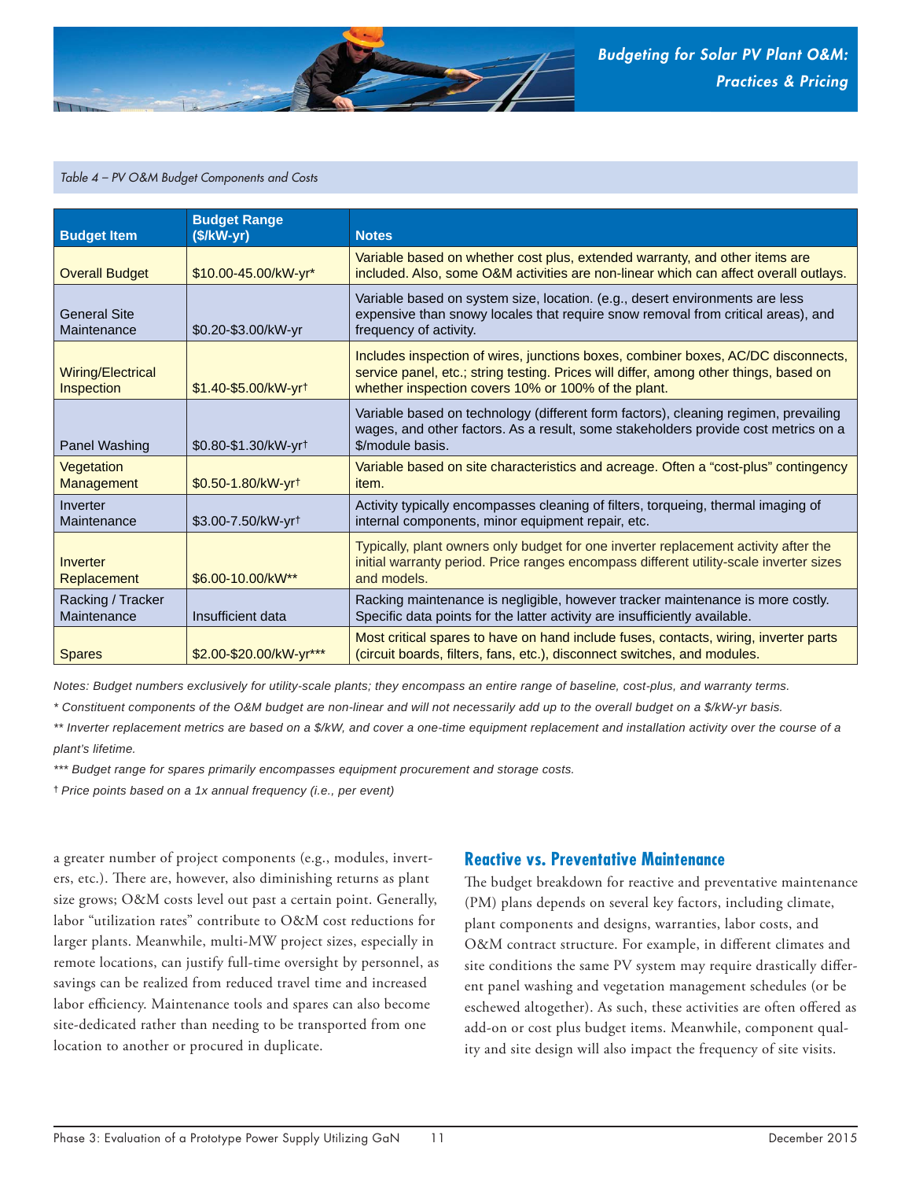*Table 4 – PV O&M Budget Components and Costs*

| Budget Item | Budget Range ($/kW-yr) | Notes |
|---|---|---|
| Overall Budget | $10.00-45.00/kW-yr* | Variable based on whether cost plus, extended warranty, and other items are included. Also, some O&M activities are non-linear which can affect overall outlays. |
| General Site Maintenance | $0.20-$3.00/kW-yr | Variable based on system size, location. (e.g., desert environments are less expensive than snowy locales that require snow removal from critical areas), and frequency of activity. |
| Wiring/Electrical Inspection | $1.40-$5.00/kW-yr† | Includes inspection of wires, junctions boxes, combiner boxes, AC/DC disconnects, service panel, etc.; string testing. Prices will differ, among other things, based on whether inspection covers 10% or 100% of the plant. |
| Panel Washing | $0.80-$1.30/kW-yr† | Variable based on technology (different form factors), cleaning regimen, prevailing wages, and other factors. As a result, some stakeholders provide cost metrics on a $/module basis. |
| Vegetation Management | $0.50-1.80/kW-yr† | Variable based on site characteristics and acreage. Often a "cost-plus" contingency item. |
| Inverter Maintenance | $3.00-7.50/kW-yr† | Activity typically encompasses cleaning of filters, torqueing, thermal imaging of internal components, minor equipment repair, etc. |
| Inverter Replacement | $6.00-10.00/kW** | Typically, plant owners only budget for one inverter replacement activity after the initial warranty period. Price ranges encompass different utility-scale inverter sizes and models. |
| Racking / Tracker Maintenance | Insufficient data | Racking maintenance is negligible, however tracker maintenance is more costly. Specific data points for the latter activity are insufficiently available. |
| Spares | $2.00-$20.00/kW-yr*** | Most critical spares to have on hand include fuses, contacts, wiring, inverter parts (circuit boards, filters, fans, etc.), disconnect switches, and modules. |

*Notes: Budget numbers exclusively for utility-scale plants; they encompass an entire range of baseline, cost-plus, and warranty terms.*

*\* Constituent components of the O&M budget are non-linear and will not necessarily add up to the overall budget on a $/kW-yr basis.*

*\*\* Inverter replacement metrics are based on a $/kW, and cover a one-time equipment replacement and installation activity over the course of a plant's lifetime.*

*\*\*\* Budget range for spares primarily encompasses equipment procurement and storage costs.*

*† Price points based on a 1x annual frequency (i.e., per event)*

a greater number of project components (e.g., modules, inverters, etc.). There are, however, also diminishing returns as plant size grows; O&M costs level out past a certain point. Generally, labor "utilization rates" contribute to O&M cost reductions for larger plants. Meanwhile, multi-MW project sizes, especially in remote locations, can justify full-time oversight by personnel, as savings can be realized from reduced travel time and increased labor efficiency. Maintenance tools and spares can also become site-dedicated rather than needing to be transported from one location to another or procured in duplicate.

## Reactive vs. Preventative Maintenance

The budget breakdown for reactive and preventative maintenance (PM) plans depends on several key factors, including climate, plant components and designs, warranties, labor costs, and O&M contract structure. For example, in different climates and site conditions the same PV system may require drastically different panel washing and vegetation management schedules (or be eschewed altogether). As such, these activities are often offered as add-on or cost plus budget items. Meanwhile, component quality and site design will also impact the frequency of site visits.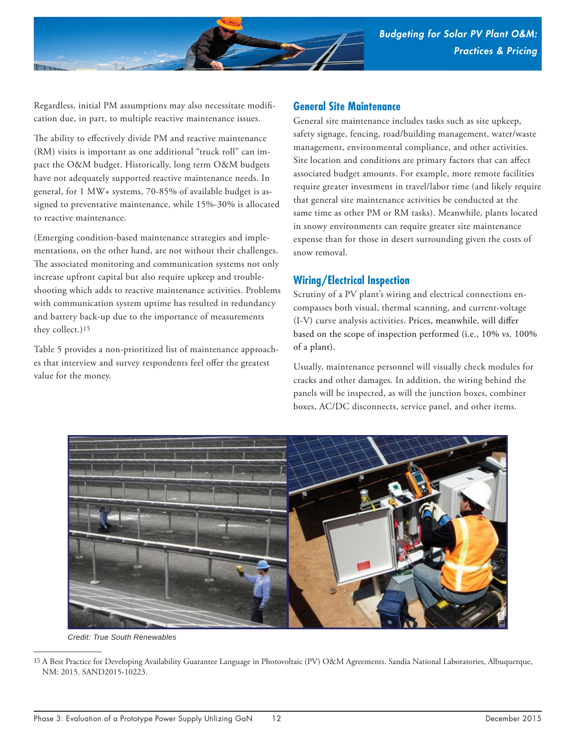Regardless, initial PM assumptions may also necessitate modification due, in part, to multiple reactive maintenance issues.

The ability to effectively divide PM and reactive maintenance (RM) visits is important as one additional "truck roll" can impact the O&M budget. Historically, long term O&M budgets have not adequately supported reactive maintenance needs. In general, for 1 MW+ systems, 70-85% of available budget is assigned to preventative maintenance, while 15%-30% is allocated to reactive maintenance.

(Emerging condition-based maintenance strategies and implementations, on the other hand, are not without their challenges. The associated monitoring and communication systems not only increase upfront capital but also require upkeep and troubleshooting which adds to reactive maintenance activities. Problems with communication system uptime has resulted in redundancy and battery back-up due to the importance of measurements they collect.)[15]

Table 5 provides a non-prioritized list of maintenance approaches that interview and survey respondents feel offer the greatest value for the money.

## General Site Maintenance

General site maintenance includes tasks such as site upkeep, safety signage, fencing, road/building management, water/waste management, environmental compliance, and other activities. Site location and conditions are primary factors that can affect associated budget amounts. For example, more remote facilities require greater investment in travel/labor time (and likely require that general site maintenance activities be conducted at the same time as other PM or RM tasks). Meanwhile, plants located in snowy environments can require greater site maintenance expense than for those in desert surrounding given the costs of snow removal.

## Wiring/Electrical Inspection

Scrutiny of a PV plant's wiring and electrical connections encompasses both visual, thermal scanning, and current-voltage (I-V) curve analysis activities. Prices, meanwhile, will differ based on the scope of inspection performed (i.e., 10% vs. 100% of a plant).

Usually, maintenance personnel will visually check modules for cracks and other damages. In addition, the wiring behind the panels will be inspected, as will the junction boxes, combiner boxes, AC/DC disconnects, service panel, and other items.

*Credit: True South Renewables*

---

[15] A Best Practice for Developing Availability Guarantee Language in Photovoltaic (PV) O&M Agreements. Sandia National Laboratories, Albuquerque, NM: 2015. SAND2015-10223.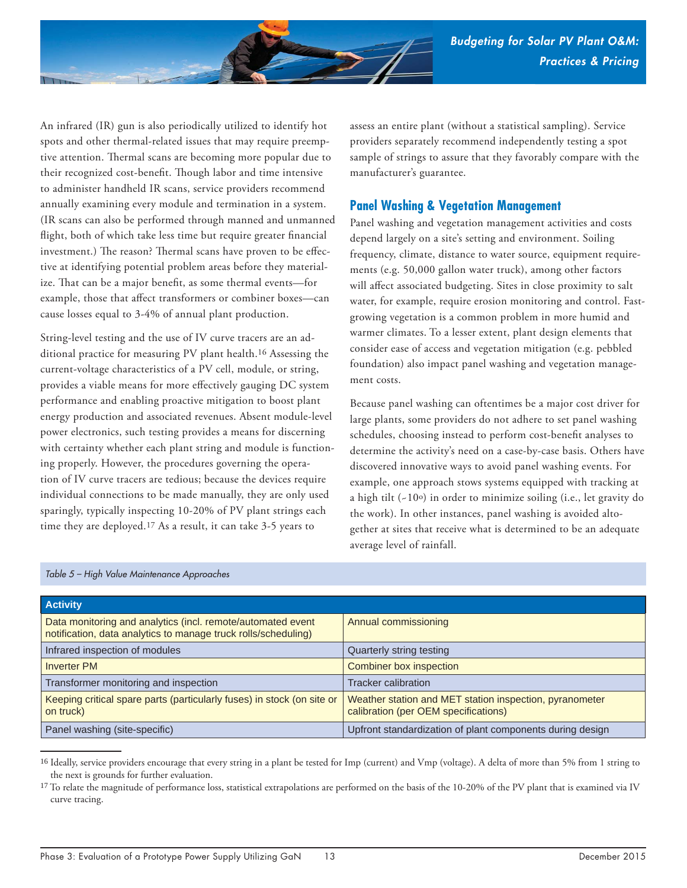An infrared (IR) gun is also periodically utilized to identify hot spots and other thermal-related issues that may require preemptive attention. Thermal scans are becoming more popular due to their recognized cost-benefit. Though labor and time intensive to administer handheld IR scans, service providers recommend annually examining every module and termination in a system. (IR scans can also be performed through manned and unmanned flight, both of which take less time but require greater financial investment.) The reason? Thermal scans have proven to be effective at identifying potential problem areas before they materialize. That can be a major benefit, as some thermal events—for example, those that affect transformers or combiner boxes—can cause losses equal to 3-4% of annual plant production.

String-level testing and the use of IV curve tracers are an additional practice for measuring PV plant health.[16] Assessing the current-voltage characteristics of a PV cell, module, or string, provides a viable means for more effectively gauging DC system performance and enabling proactive mitigation to boost plant energy production and associated revenues. Absent module-level power electronics, such testing provides a means for discerning with certainty whether each plant string and module is functioning properly. However, the procedures governing the operation of IV curve tracers are tedious; because the devices require individual connections to be made manually, they are only used sparingly, typically inspecting 10-20% of PV plant strings each time they are deployed.[17] As a result, it can take 3-5 years to assess an entire plant (without a statistical sampling). Service providers separately recommend independently testing a spot sample of strings to assure that they favorably compare with the manufacturer's guarantee.

## Panel Washing & Vegetation Management

Panel washing and vegetation management activities and costs depend largely on a site's setting and environment. Soiling frequency, climate, distance to water source, equipment requirements (e.g. 50,000 gallon water truck), among other factors will affect associated budgeting. Sites in close proximity to salt water, for example, require erosion monitoring and control. Fast-growing vegetation is a common problem in more humid and warmer climates. To a lesser extent, plant design elements that consider ease of access and vegetation mitigation (e.g. pebbled foundation) also impact panel washing and vegetation management costs.

Because panel washing can oftentimes be a major cost driver for large plants, some providers do not adhere to set panel washing schedules, choosing instead to perform cost-benefit analyses to determine the activity's need on a case-by-case basis. Others have discovered innovative ways to avoid panel washing events. For example, one approach stows systems equipped with tracking at a high tilt (~10°) in order to minimize soiling (i.e., let gravity do the work). In other instances, panel washing is avoided altogether at sites that receive what is determined to be an adequate average level of rainfall.

*Table 5 – High Value Maintenance Approaches*

| Activity | |
|---|---|
| Data monitoring and analytics (incl. remote/automated event notification, data analytics to manage truck rolls/scheduling) | Annual commissioning |
| Infrared inspection of modules | Quarterly string testing |
| Inverter PM | Combiner box inspection |
| Transformer monitoring and inspection | Tracker calibration |
| Keeping critical spare parts (particularly fuses) in stock (on site or on truck) | Weather station and MET station inspection, pyranometer calibration (per OEM specifications) |
| Panel washing (site-specific) | Upfront standardization of plant components during design |

[16] Ideally, service providers encourage that every string in a plant be tested for Imp (current) and Vmp (voltage). A delta of more than 5% from 1 string to the next is grounds for further evaluation.

[17] To relate the magnitude of performance loss, statistical extrapolations are performed on the basis of the 10-20% of the PV plant that is examined via IV curve tracing.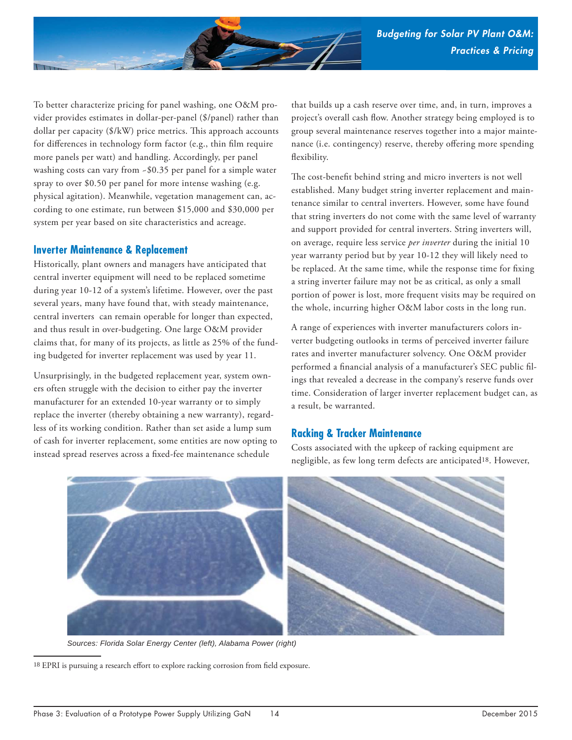To better characterize pricing for panel washing, one O&M provider provides estimates in dollar-per-panel ($/panel) rather than dollar per capacity ($/kW) price metrics. This approach accounts for differences in technology form factor (e.g., thin film require more panels per watt) and handling. Accordingly, per panel washing costs can vary from ~$0.35 per panel for a simple water spray to over $0.50 per panel for more intense washing (e.g. physical agitation). Meanwhile, vegetation management can, according to one estimate, run between $15,000 and $30,000 per system per year based on site characteristics and acreage.

## Inverter Maintenance & Replacement

Historically, plant owners and managers have anticipated that central inverter equipment will need to be replaced sometime during year 10-12 of a system's lifetime. However, over the past several years, many have found that, with steady maintenance, central inverters can remain operable for longer than expected, and thus result in over-budgeting. One large O&M provider claims that, for many of its projects, as little as 25% of the funding budgeted for inverter replacement was used by year 11.

Unsurprisingly, in the budgeted replacement year, system owners often struggle with the decision to either pay the inverter manufacturer for an extended 10-year warranty or to simply replace the inverter (thereby obtaining a new warranty), regardless of its working condition. Rather than set aside a lump sum of cash for inverter replacement, some entities are now opting to instead spread reserves across a fixed-fee maintenance schedule that builds up a cash reserve over time, and, in turn, improves a project's overall cash flow. Another strategy being employed is to group several maintenance reserves together into a major maintenance (i.e. contingency) reserve, thereby offering more spending flexibility.

The cost-benefit behind string and micro inverters is not well established. Many budget string inverter replacement and maintenance similar to central inverters. However, some have found that string inverters do not come with the same level of warranty and support provided for central inverters. String inverters will, on average, require less service *per inverter* during the initial 10 year warranty period but by year 10-12 they will likely need to be replaced. At the same time, while the response time for fixing a string inverter failure may not be as critical, as only a small portion of power is lost, more frequent visits may be required on the whole, incurring higher O&M labor costs in the long run.

A range of experiences with inverter manufacturers colors inverter budgeting outlooks in terms of perceived inverter failure rates and inverter manufacturer solvency. One O&M provider performed a financial analysis of a manufacturer's SEC public filings that revealed a decrease in the company's reserve funds over time. Consideration of larger inverter replacement budget can, as a result, be warranted.

## Racking & Tracker Maintenance

Costs associated with the upkeep of racking equipment are negligible, as few long term defects are anticipated[18]. However,

Sources: Florida Solar Energy Center (left), Alabama Power (right)

[18] EPRI is pursuing a research effort to explore racking corrosion from field exposure.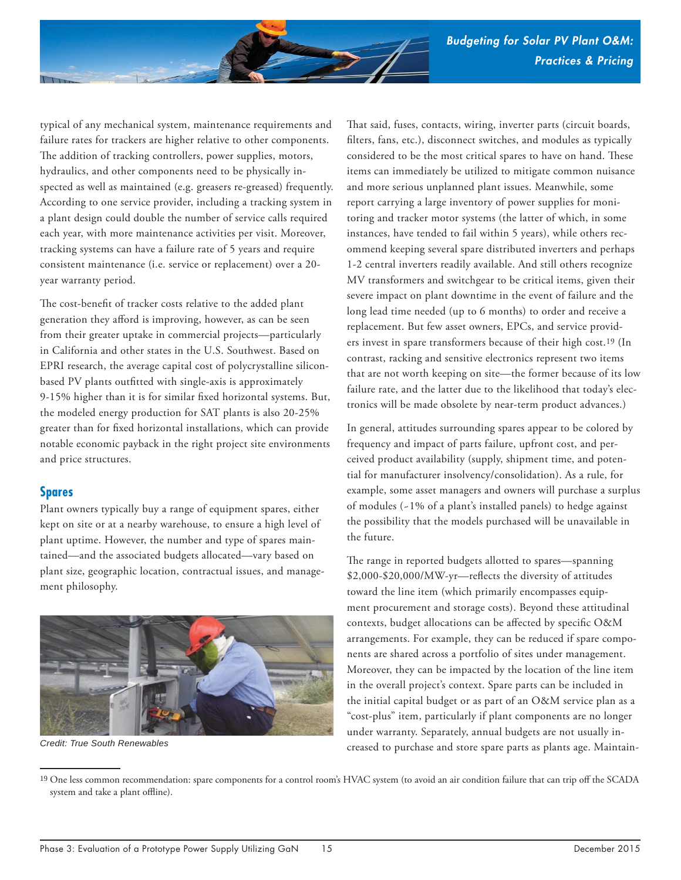typical of any mechanical system, maintenance requirements and failure rates for trackers are higher relative to other components. The addition of tracking controllers, power supplies, motors, hydraulics, and other components need to be physically inspected as well as maintained (e.g. greasers re-greased) frequently. According to one service provider, including a tracking system in a plant design could double the number of service calls required each year, with more maintenance activities per visit. Moreover, tracking systems can have a failure rate of 5 years and require consistent maintenance (i.e. service or replacement) over a 20-year warranty period.

The cost-benefit of tracker costs relative to the added plant generation they afford is improving, however, as can be seen from their greater uptake in commercial projects—particularly in California and other states in the U.S. Southwest. Based on EPRI research, the average capital cost of polycrystalline silicon-based PV plants outfitted with single-axis is approximately 9-15% higher than it is for similar fixed horizontal systems. But, the modeled energy production for SAT plants is also 20-25% greater than for fixed horizontal installations, which can provide notable economic payback in the right project site environments and price structures.

## Spares

Plant owners typically buy a range of equipment spares, either kept on site or at a nearby warehouse, to ensure a high level of plant uptime. However, the number and type of spares maintained—and the associated budgets allocated—vary based on plant size, geographic location, contractual issues, and management philosophy.

*Credit: True South Renewables*

That said, fuses, contacts, wiring, inverter parts (circuit boards, filters, fans, etc.), disconnect switches, and modules as typically considered to be the most critical spares to have on hand. These items can immediately be utilized to mitigate common nuisance and more serious unplanned plant issues. Meanwhile, some report carrying a large inventory of power supplies for monitoring and tracker motor systems (the latter of which, in some instances, have tended to fail within 5 years), while others recommend keeping several spare distributed inverters and perhaps 1-2 central inverters readily available. And still others recognize MV transformers and switchgear to be critical items, given their severe impact on plant downtime in the event of failure and the long lead time needed (up to 6 months) to order and receive a replacement. But few asset owners, EPCs, and service providers invest in spare transformers because of their high cost.[19] (In contrast, racking and sensitive electronics represent two items that are not worth keeping on site—the former because of its low failure rate, and the latter due to the likelihood that today's electronics will be made obsolete by near-term product advances.)

In general, attitudes surrounding spares appear to be colored by frequency and impact of parts failure, upfront cost, and perceived product availability (supply, shipment time, and potential for manufacturer insolvency/consolidation). As a rule, for example, some asset managers and owners will purchase a surplus of modules (~1% of a plant's installed panels) to hedge against the possibility that the models purchased will be unavailable in the future.

The range in reported budgets allotted to spares—spanning $2,000-$20,000/MW-yr—reflects the diversity of attitudes toward the line item (which primarily encompasses equipment procurement and storage costs). Beyond these attitudinal contexts, budget allocations can be affected by specific O&M arrangements. For example, they can be reduced if spare components are shared across a portfolio of sites under management. Moreover, they can be impacted by the location of the line item in the overall project's context. Spare parts can be included in the initial capital budget or as part of an O&M service plan as a "cost-plus" item, particularly if plant components are no longer under warranty. Separately, annual budgets are not usually increased to purchase and store spare parts as plants age. Maintain-

---

[19] One less common recommendation: spare components for a control room's HVAC system (to avoid an air condition failure that can trip off the SCADA system and take a plant offline).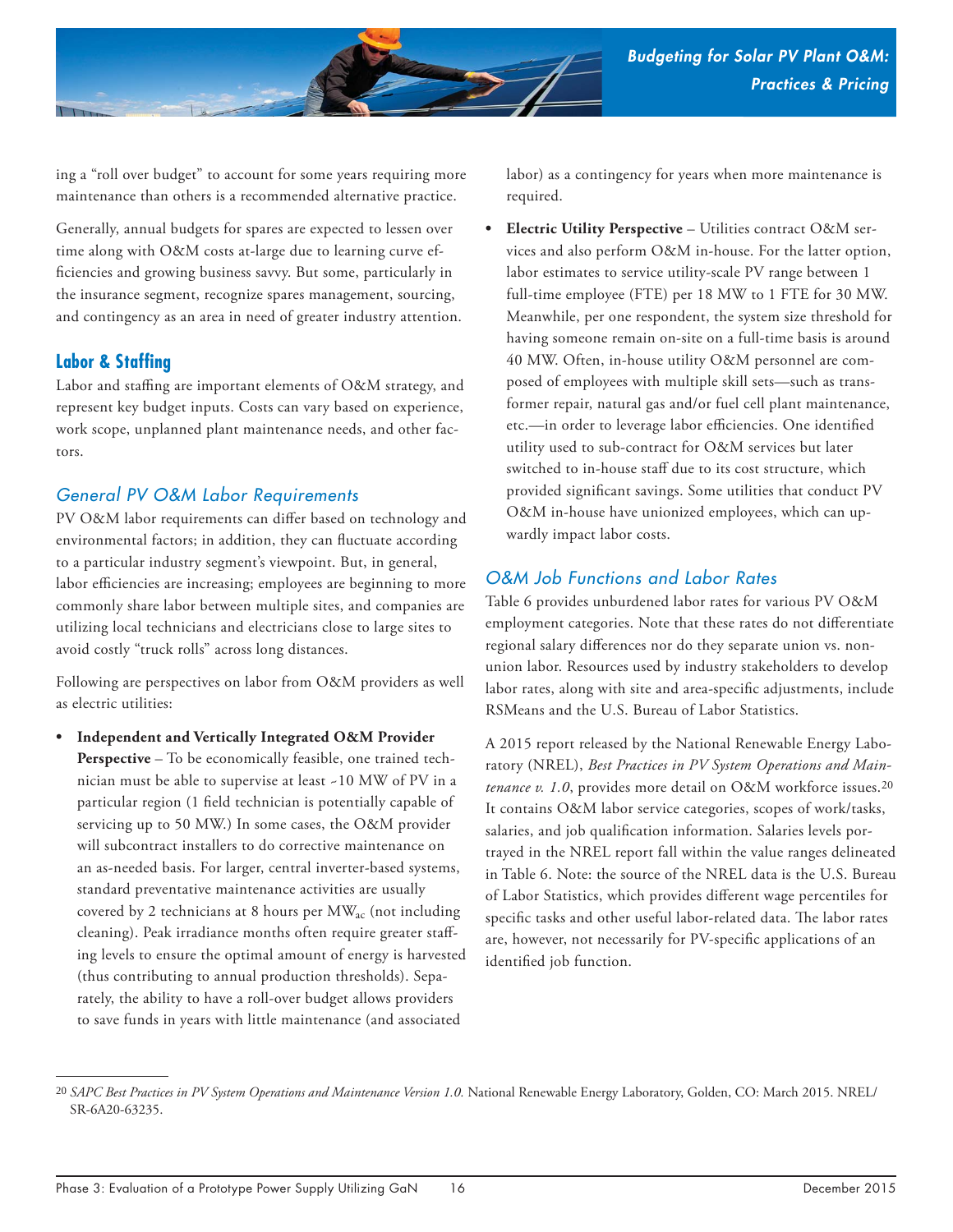ing a "roll over budget" to account for some years requiring more maintenance than others is a recommended alternative practice.

Generally, annual budgets for spares are expected to lessen over time along with O&M costs at-large due to learning curve efficiencies and growing business savvy. But some, particularly in the insurance segment, recognize spares management, sourcing, and contingency as an area in need of greater industry attention.

## Labor & Staffing

Labor and staffing are important elements of O&M strategy, and represent key budget inputs. Costs can vary based on experience, work scope, unplanned plant maintenance needs, and other factors.

### *General PV O&M Labor Requirements*

PV O&M labor requirements can differ based on technology and environmental factors; in addition, they can fluctuate according to a particular industry segment's viewpoint. But, in general, labor efficiencies are increasing; employees are beginning to more commonly share labor between multiple sites, and companies are utilizing local technicians and electricians close to large sites to avoid costly "truck rolls" across long distances.

Following are perspectives on labor from O&M providers as well as electric utilities:

- **Independent and Vertically Integrated O&M Provider Perspective** – To be economically feasible, one trained technician must be able to supervise at least ~10 MW of PV in a particular region (1 field technician is potentially capable of servicing up to 50 MW.) In some cases, the O&M provider will subcontract installers to do corrective maintenance on an as-needed basis. For larger, central inverter-based systems, standard preventative maintenance activities are usually covered by 2 technicians at 8 hours per $MW_{ac}$ (not including cleaning). Peak irradiance months often require greater staffing levels to ensure the optimal amount of energy is harvested (thus contributing to annual production thresholds). Separately, the ability to have a roll-over budget allows providers to save funds in years with little maintenance (and associated labor) as a contingency for years when more maintenance is required.
- **Electric Utility Perspective** – Utilities contract O&M services and also perform O&M in-house. For the latter option, labor estimates to service utility-scale PV range between 1 full-time employee (FTE) per 18 MW to 1 FTE for 30 MW. Meanwhile, per one respondent, the system size threshold for having someone remain on-site on a full-time basis is around 40 MW. Often, in-house utility O&M personnel are composed of employees with multiple skill sets—such as transformer repair, natural gas and/or fuel cell plant maintenance, etc.—in order to leverage labor efficiencies. One identified utility used to sub-contract for O&M services but later switched to in-house staff due to its cost structure, which provided significant savings. Some utilities that conduct PV O&M in-house have unionized employees, which can upwardly impact labor costs.

### *O&M Job Functions and Labor Rates*

Table 6 provides unburdened labor rates for various PV O&M employment categories. Note that these rates do not differentiate regional salary differences nor do they separate union vs. non-union labor. Resources used by industry stakeholders to develop labor rates, along with site and area-specific adjustments, include RSMeans and the U.S. Bureau of Labor Statistics.

A 2015 report released by the National Renewable Energy Laboratory (NREL), *Best Practices in PV System Operations and Maintenance v. 1.0*, provides more detail on O&M workforce issues.[20] It contains O&M labor service categories, scopes of work/tasks, salaries, and job qualification information. Salaries levels portrayed in the NREL report fall within the value ranges delineated in Table 6. Note: the source of the NREL data is the U.S. Bureau of Labor Statistics, which provides different wage percentiles for specific tasks and other useful labor-related data. The labor rates are, however, not necessarily for PV-specific applications of an identified job function.

---

[20] *SAPC Best Practices in PV System Operations and Maintenance Version 1.0.* National Renewable Energy Laboratory, Golden, CO: March 2015. NREL/SR-6A20-63235.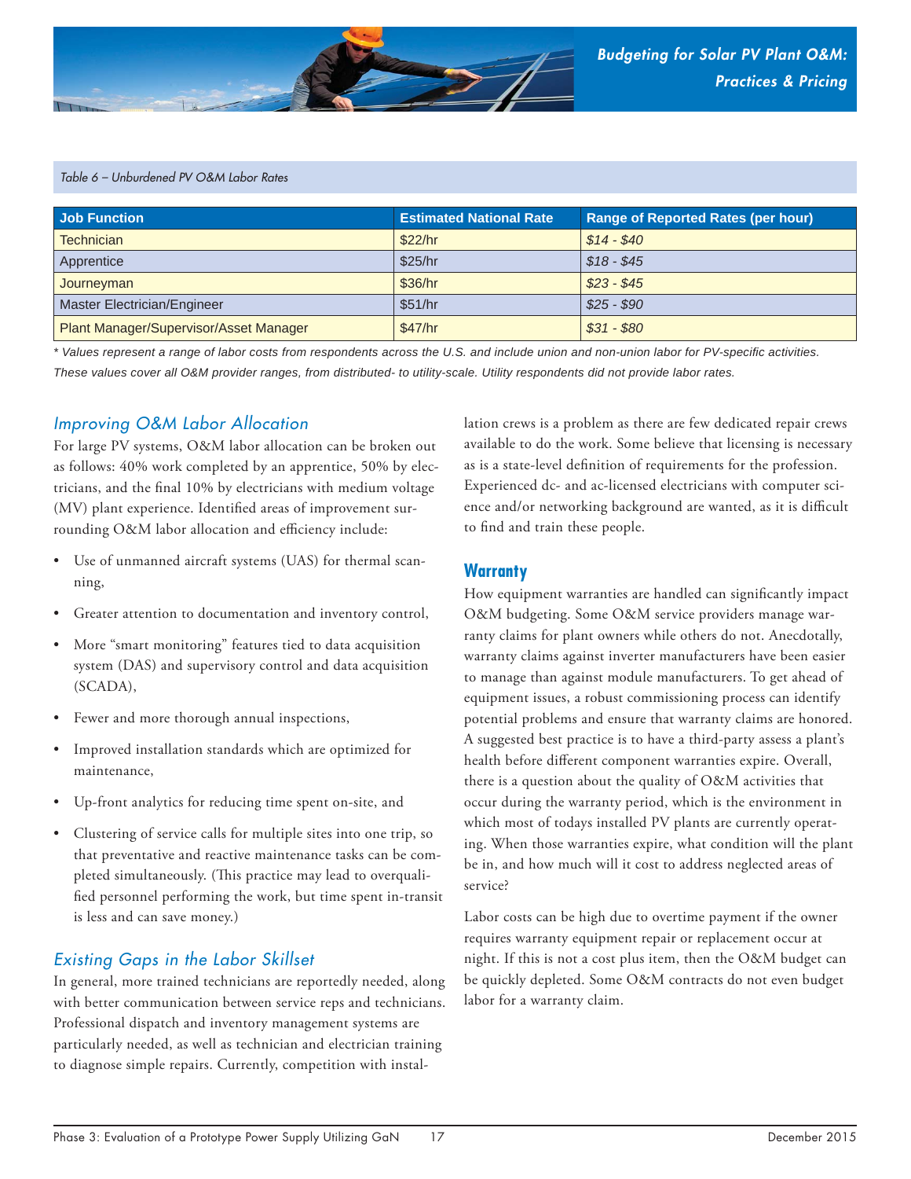*Table 6 – Unburdened PV O&M Labor Rates*

| Job Function | Estimated National Rate | Range of Reported Rates (per hour) |
|---|---|---|
| Technician | $22/hr | *$14 - $40* |
| Apprentice | $25/hr | *$18 - $45* |
| Journeyman | $36/hr | *$23 - $45* |
| Master Electrician/Engineer | $51/hr | *$25 - $90* |
| Plant Manager/Supervisor/Asset Manager | $47/hr | *$31 - $80* |

*\* Values represent a range of labor costs from respondents across the U.S. and include union and non-union labor for PV-specific activities. These values cover all O&M provider ranges, from distributed- to utility-scale. Utility respondents did not provide labor rates.*

### *Improving O&M Labor Allocation*

For large PV systems, O&M labor allocation can be broken out as follows: 40% work completed by an apprentice, 50% by electricians, and the final 10% by electricians with medium voltage (MV) plant experience. Identified areas of improvement surrounding O&M labor allocation and efficiency include:

- Use of unmanned aircraft systems (UAS) for thermal scanning,
- Greater attention to documentation and inventory control,
- More "smart monitoring" features tied to data acquisition system (DAS) and supervisory control and data acquisition (SCADA),
- Fewer and more thorough annual inspections,
- Improved installation standards which are optimized for maintenance,
- Up-front analytics for reducing time spent on-site, and
- Clustering of service calls for multiple sites into one trip, so that preventative and reactive maintenance tasks can be completed simultaneously. (This practice may lead to overqualified personnel performing the work, but time spent in-transit is less and can save money.)

### *Existing Gaps in the Labor Skillset*

In general, more trained technicians are reportedly needed, along with better communication between service reps and technicians. Professional dispatch and inventory management systems are particularly needed, as well as technician and electrician training to diagnose simple repairs. Currently, competition with installation crews is a problem as there are few dedicated repair crews available to do the work. Some believe that licensing is necessary as is a state-level definition of requirements for the profession. Experienced dc- and ac-licensed electricians with computer science and/or networking background are wanted, as it is difficult to find and train these people.

### Warranty

How equipment warranties are handled can significantly impact O&M budgeting. Some O&M service providers manage warranty claims for plant owners while others do not. Anecdotally, warranty claims against inverter manufacturers have been easier to manage than against module manufacturers. To get ahead of equipment issues, a robust commissioning process can identify potential problems and ensure that warranty claims are honored. A suggested best practice is to have a third-party assess a plant's health before different component warranties expire. Overall, there is a question about the quality of O&M activities that occur during the warranty period, which is the environment in which most of todays installed PV plants are currently operating. When those warranties expire, what condition will the plant be in, and how much will it cost to address neglected areas of service?

Labor costs can be high due to overtime payment if the owner requires warranty equipment repair or replacement occur at night. If this is not a cost plus item, then the O&M budget can be quickly depleted. Some O&M contracts do not even budget labor for a warranty claim.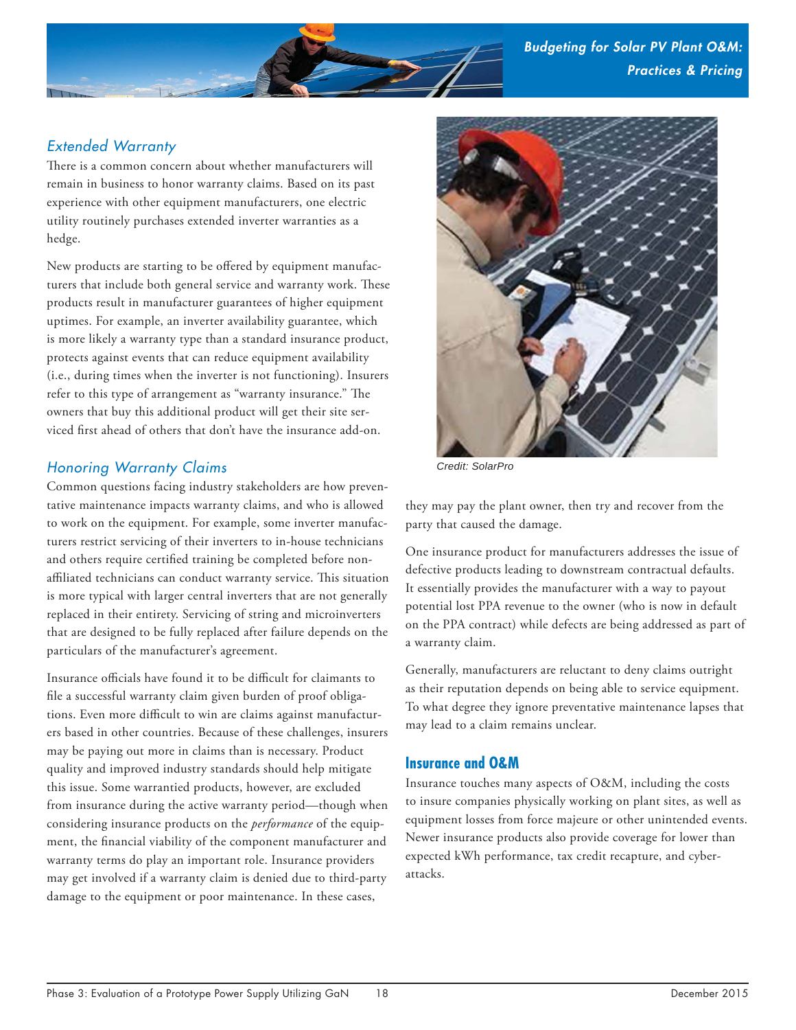### *Extended Warranty*

There is a common concern about whether manufacturers will remain in business to honor warranty claims. Based on its past experience with other equipment manufacturers, one electric utility routinely purchases extended inverter warranties as a hedge.

New products are starting to be offered by equipment manufacturers that include both general service and warranty work. These products result in manufacturer guarantees of higher equipment uptimes. For example, an inverter availability guarantee, which is more likely a warranty type than a standard insurance product, protects against events that can reduce equipment availability (i.e., during times when the inverter is not functioning). Insurers refer to this type of arrangement as "warranty insurance." The owners that buy this additional product will get their site serviced first ahead of others that don't have the insurance add-on.

### *Honoring Warranty Claims*

Common questions facing industry stakeholders are how preventative maintenance impacts warranty claims, and who is allowed to work on the equipment. For example, some inverter manufacturers restrict servicing of their inverters to in-house technicians and others require certified training be completed before non-affiliated technicians can conduct warranty service. This situation is more typical with larger central inverters that are not generally replaced in their entirety. Servicing of string and microinverters that are designed to be fully replaced after failure depends on the particulars of the manufacturer's agreement.

Insurance officials have found it to be difficult for claimants to file a successful warranty claim given burden of proof obligations. Even more difficult to win are claims against manufacturers based in other countries. Because of these challenges, insurers may be paying out more in claims than is necessary. Product quality and improved industry standards should help mitigate this issue. Some warrantied products, however, are excluded from insurance during the active warranty period—though when considering insurance products on the *performance* of the equipment, the financial viability of the component manufacturer and warranty terms do play an important role. Insurance providers may get involved if a warranty claim is denied due to third-party damage to the equipment or poor maintenance. In these cases, they may pay the plant owner, then try and recover from the party that caused the damage.

Credit: SolarPro

One insurance product for manufacturers addresses the issue of defective products leading to downstream contractual defaults. It essentially provides the manufacturer with a way to payout potential lost PPA revenue to the owner (who is now in default on the PPA contract) while defects are being addressed as part of a warranty claim.

Generally, manufacturers are reluctant to deny claims outright as their reputation depends on being able to service equipment. To what degree they ignore preventative maintenance lapses that may lead to a claim remains unclear.

## **Insurance and O&M**

Insurance touches many aspects of O&M, including the costs to insure companies physically working on plant sites, as well as equipment losses from force majeure or other unintended events. Newer insurance products also provide coverage for lower than expected kWh performance, tax credit recapture, and cyber-attacks.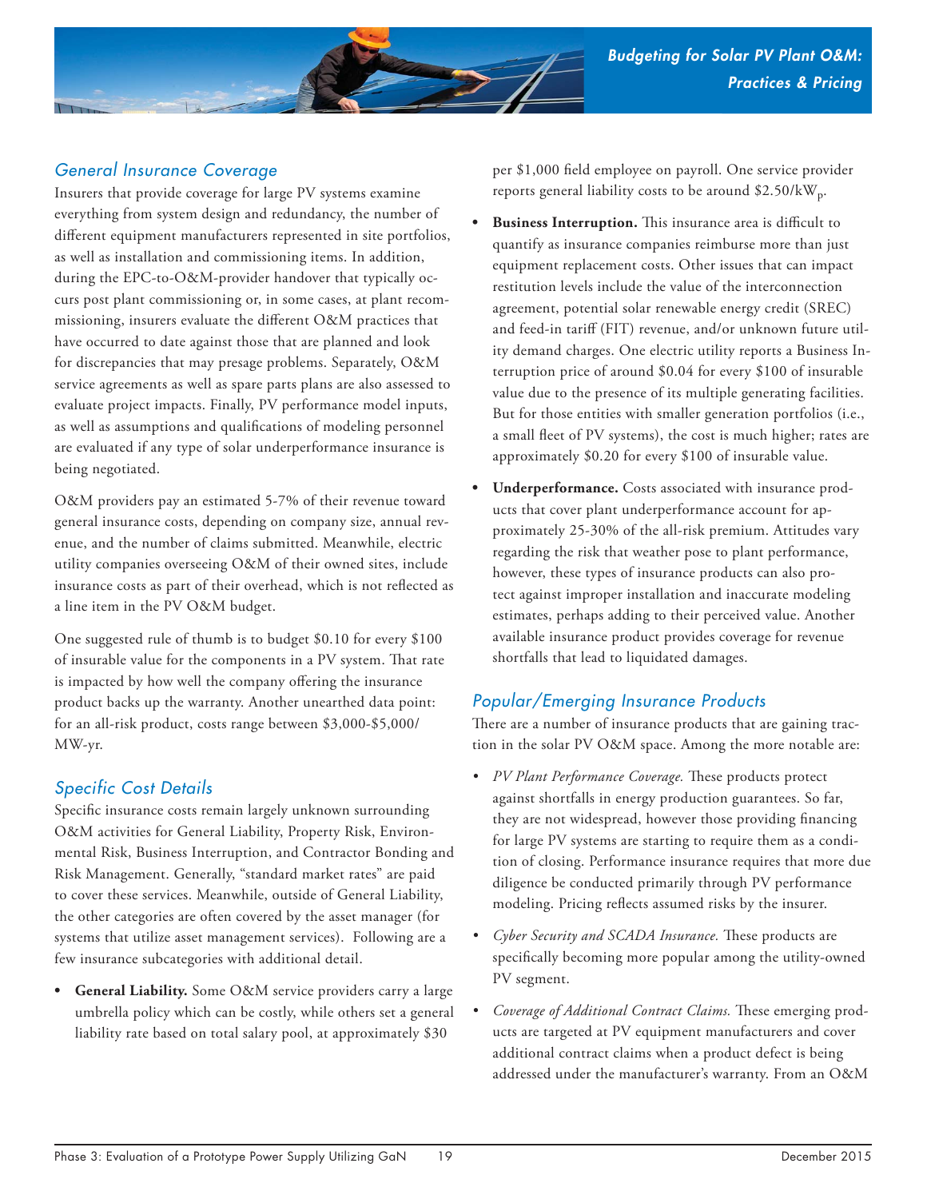### General Insurance Coverage

Insurers that provide coverage for large PV systems examine everything from system design and redundancy, the number of different equipment manufacturers represented in site portfolios, as well as installation and commissioning items. In addition, during the EPC-to-O&M-provider handover that typically occurs post plant commissioning or, in some cases, at plant recommissioning, insurers evaluate the different O&M practices that have occurred to date against those that are planned and look for discrepancies that may presage problems. Separately, O&M service agreements as well as spare parts plans are also assessed to evaluate project impacts. Finally, PV performance model inputs, as well as assumptions and qualifications of modeling personnel are evaluated if any type of solar underperformance insurance is being negotiated.

O&M providers pay an estimated 5-7% of their revenue toward general insurance costs, depending on company size, annual revenue, and the number of claims submitted. Meanwhile, electric utility companies overseeing O&M of their owned sites, include insurance costs as part of their overhead, which is not reflected as a line item in the PV O&M budget.

One suggested rule of thumb is to budget $0.10 for every $100 of insurable value for the components in a PV system. That rate is impacted by how well the company offering the insurance product backs up the warranty. Another unearthed data point: for an all-risk product, costs range between $3,000-$5,000/MW-yr.

### Specific Cost Details

Specific insurance costs remain largely unknown surrounding O&M activities for General Liability, Property Risk, Environmental Risk, Business Interruption, and Contractor Bonding and Risk Management. Generally, "standard market rates" are paid to cover these services. Meanwhile, outside of General Liability, the other categories are often covered by the asset manager (for systems that utilize asset management services). Following are a few insurance subcategories with additional detail.

- **General Liability.** Some O&M service providers carry a large umbrella policy which can be costly, while others set a general liability rate based on total salary pool, at approximately $30 per $1,000 field employee on payroll. One service provider reports general liability costs to be around $2.50/kW$_p$.
- **Business Interruption.** This insurance area is difficult to quantify as insurance companies reimburse more than just equipment replacement costs. Other issues that can impact restitution levels include the value of the interconnection agreement, potential solar renewable energy credit (SREC) and feed-in tariff (FIT) revenue, and/or unknown future utility demand charges. One electric utility reports a Business Interruption price of around $0.04 for every $100 of insurable value due to the presence of its multiple generating facilities. But for those entities with smaller generation portfolios (i.e., a small fleet of PV systems), the cost is much higher; rates are approximately $0.20 for every $100 of insurable value.
- **Underperformance.** Costs associated with insurance products that cover plant underperformance account for approximately 25-30% of the all-risk premium. Attitudes vary regarding the risk that weather pose to plant performance, however, these types of insurance products can also protect against improper installation and inaccurate modeling estimates, perhaps adding to their perceived value. Another available insurance product provides coverage for revenue shortfalls that lead to liquidated damages.

### Popular/Emerging Insurance Products

There are a number of insurance products that are gaining traction in the solar PV O&M space. Among the more notable are:

- *PV Plant Performance Coverage.* These products protect against shortfalls in energy production guarantees. So far, they are not widespread, however those providing financing for large PV systems are starting to require them as a condition of closing. Performance insurance requires that more due diligence be conducted primarily through PV performance modeling. Pricing reflects assumed risks by the insurer.
- *Cyber Security and SCADA Insurance.* These products are specifically becoming more popular among the utility-owned PV segment.
- *Coverage of Additional Contract Claims.* These emerging products are targeted at PV equipment manufacturers and cover additional contract claims when a product defect is being addressed under the manufacturer's warranty. From an O&M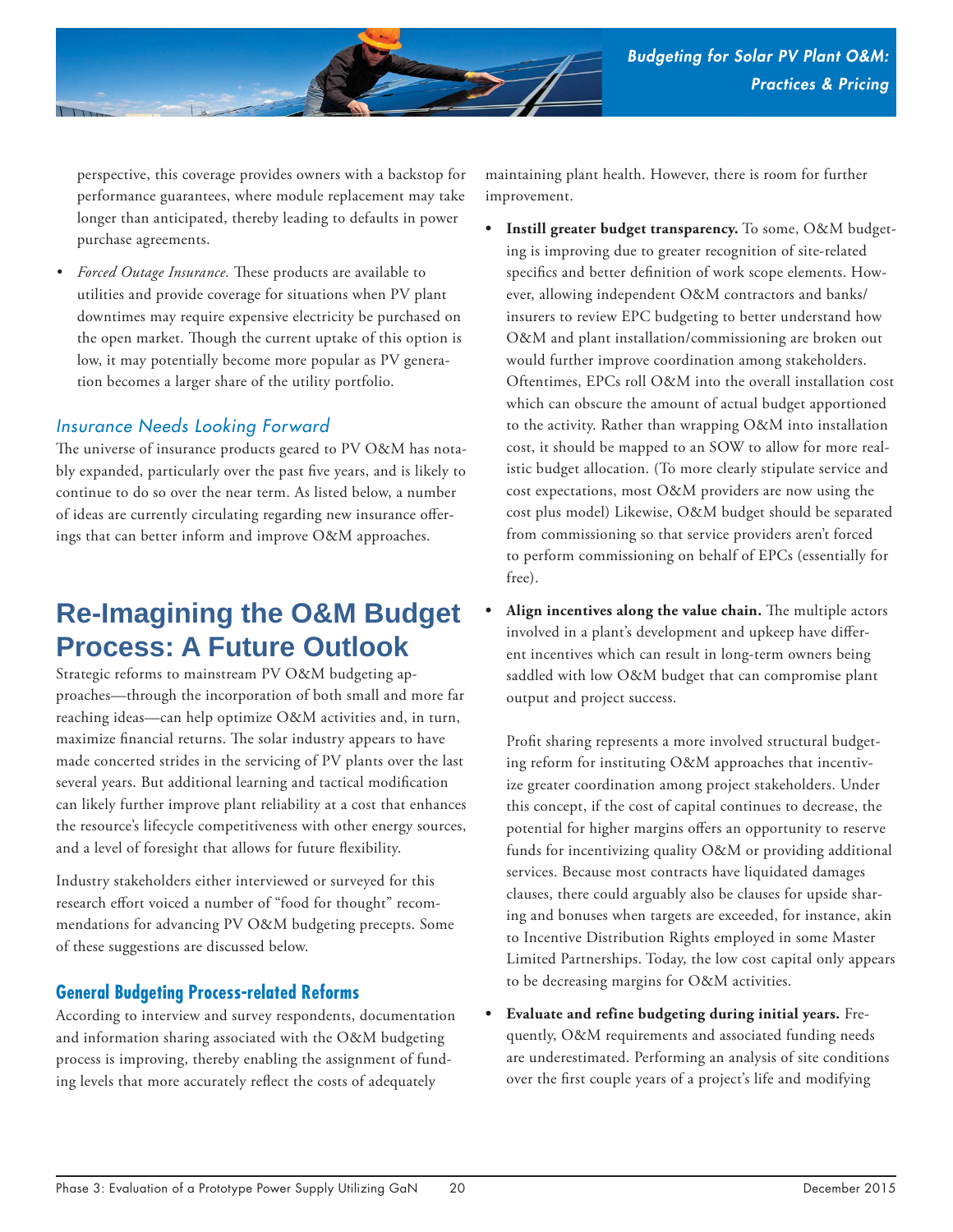perspective, this coverage provides owners with a backstop for performance guarantees, where module replacement may take longer than anticipated, thereby leading to defaults in power purchase agreements.

- *Forced Outage Insurance.* These products are available to utilities and provide coverage for situations when PV plant downtimes may require expensive electricity be purchased on the open market. Though the current uptake of this option is low, it may potentially become more popular as PV generation becomes a larger share of the utility portfolio.

### *Insurance Needs Looking Forward*

The universe of insurance products geared to PV O&M has notably expanded, particularly over the past five years, and is likely to continue to do so over the near term. As listed below, a number of ideas are currently circulating regarding new insurance offerings that can better inform and improve O&M approaches.

# Re-Imagining the O&M Budget Process: A Future Outlook

Strategic reforms to mainstream PV O&M budgeting approaches—through the incorporation of both small and more far reaching ideas—can help optimize O&M activities and, in turn, maximize financial returns. The solar industry appears to have made concerted strides in the servicing of PV plants over the last several years. But additional learning and tactical modification can likely further improve plant reliability at a cost that enhances the resource's lifecycle competitiveness with other energy sources, and a level of foresight that allows for future flexibility.

Industry stakeholders either interviewed or surveyed for this research effort voiced a number of "food for thought" recommendations for advancing PV O&M budgeting precepts. Some of these suggestions are discussed below.

## General Budgeting Process-related Reforms

According to interview and survey respondents, documentation and information sharing associated with the O&M budgeting process is improving, thereby enabling the assignment of funding levels that more accurately reflect the costs of adequately maintaining plant health. However, there is room for further improvement.

- **Instill greater budget transparency.** To some, O&M budgeting is improving due to greater recognition of site-related specifics and better definition of work scope elements. However, allowing independent O&M contractors and banks/insurers to review EPC budgeting to better understand how O&M and plant installation/commissioning are broken out would further improve coordination among stakeholders. Oftentimes, EPCs roll O&M into the overall installation cost which can obscure the amount of actual budget apportioned to the activity. Rather than wrapping O&M into installation cost, it should be mapped to an SOW to allow for more realistic budget allocation. (To more clearly stipulate service and cost expectations, most O&M providers are now using the cost plus model) Likewise, O&M budget should be separated from commissioning so that service providers aren't forced to perform commissioning on behalf of EPCs (essentially for free).

- **Align incentives along the value chain.** The multiple actors involved in a plant's development and upkeep have different incentives which can result in long-term owners being saddled with low O&M budget that can compromise plant output and project success.

  Profit sharing represents a more involved structural budgeting reform for instituting O&M approaches that incentivize greater coordination among project stakeholders. Under this concept, if the cost of capital continues to decrease, the potential for higher margins offers an opportunity to reserve funds for incentivizing quality O&M or providing additional services. Because most contracts have liquidated damages clauses, there could arguably also be clauses for upside sharing and bonuses when targets are exceeded, for instance, akin to Incentive Distribution Rights employed in some Master Limited Partnerships. Today, the low cost capital only appears to be decreasing margins for O&M activities.

- **Evaluate and refine budgeting during initial years.** Frequently, O&M requirements and associated funding needs are underestimated. Performing an analysis of site conditions over the first couple years of a project's life and modifying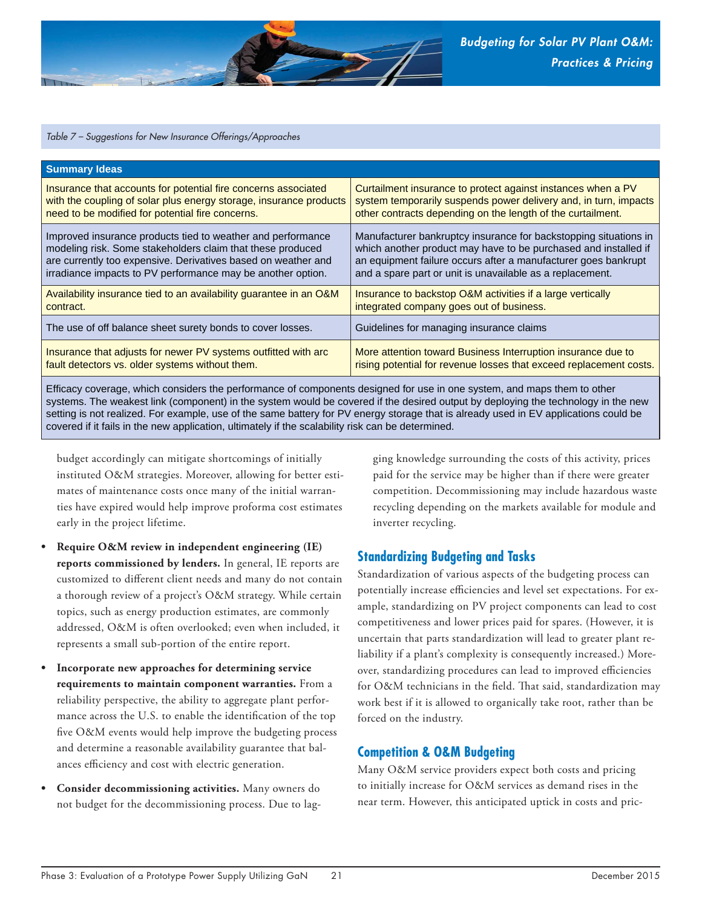*Table 7 – Suggestions for New Insurance Offerings/Approaches*

| Summary Ideas | |
|---|---|
| Insurance that accounts for potential fire concerns associated with the coupling of solar plus energy storage, insurance products need to be modified for potential fire concerns. | Curtailment insurance to protect against instances when a PV system temporarily suspends power delivery and, in turn, impacts other contracts depending on the length of the curtailment. |
| Improved insurance products tied to weather and performance modeling risk. Some stakeholders claim that these produced are currently too expensive. Derivatives based on weather and irradiance impacts to PV performance may be another option. | Manufacturer bankruptcy insurance for backstopping situations in which another product may have to be purchased and installed if an equipment failure occurs after a manufacturer goes bankrupt and a spare part or unit is unavailable as a replacement. |
| Availability insurance tied to an availability guarantee in an O&M contract. | Insurance to backstop O&M activities if a large vertically integrated company goes out of business. |
| The use of off balance sheet surety bonds to cover losses. | Guidelines for managing insurance claims |
| Insurance that adjusts for newer PV systems outfitted with arc fault detectors vs. older systems without them. | More attention toward Business Interruption insurance due to rising potential for revenue losses that exceed replacement costs. |
| Efficacy coverage, which considers the performance of components designed for use in one system, and maps them to other systems. The weakest link (component) in the system would be covered if the desired output by deploying the technology in the new setting is not realized. For example, use of the same battery for PV energy storage that is already used in EV applications could be covered if it fails in the new application, ultimately if the scalability risk can be determined. | |

budget accordingly can mitigate shortcomings of initially instituted O&M strategies. Moreover, allowing for better estimates of maintenance costs once many of the initial warranties have expired would help improve proforma cost estimates early in the project lifetime.

- **Require O&M review in independent engineering (IE) reports commissioned by lenders.** In general, IE reports are customized to different client needs and many do not contain a thorough review of a project's O&M strategy. While certain topics, such as energy production estimates, are commonly addressed, O&M is often overlooked; even when included, it represents a small sub-portion of the entire report.

- **Incorporate new approaches for determining service requirements to maintain component warranties.** From a reliability perspective, the ability to aggregate plant performance across the U.S. to enable the identification of the top five O&M events would help improve the budgeting process and determine a reasonable availability guarantee that balances efficiency and cost with electric generation.

- **Consider decommissioning activities.** Many owners do not budget for the decommissioning process. Due to lagging knowledge surrounding the costs of this activity, prices paid for the service may be higher than if there were greater competition. Decommissioning may include hazardous waste recycling depending on the markets available for module and inverter recycling.

## Standardizing Budgeting and Tasks

Standardization of various aspects of the budgeting process can potentially increase efficiencies and level set expectations. For example, standardizing on PV project components can lead to cost competitiveness and lower prices paid for spares. (However, it is uncertain that parts standardization will lead to greater plant reliability if a plant's complexity is consequently increased.) Moreover, standardizing procedures can lead to improved efficiencies for O&M technicians in the field. That said, standardization may work best if it is allowed to organically take root, rather than be forced on the industry.

## Competition & O&M Budgeting

Many O&M service providers expect both costs and pricing to initially increase for O&M services as demand rises in the near term. However, this anticipated uptick in costs and pric-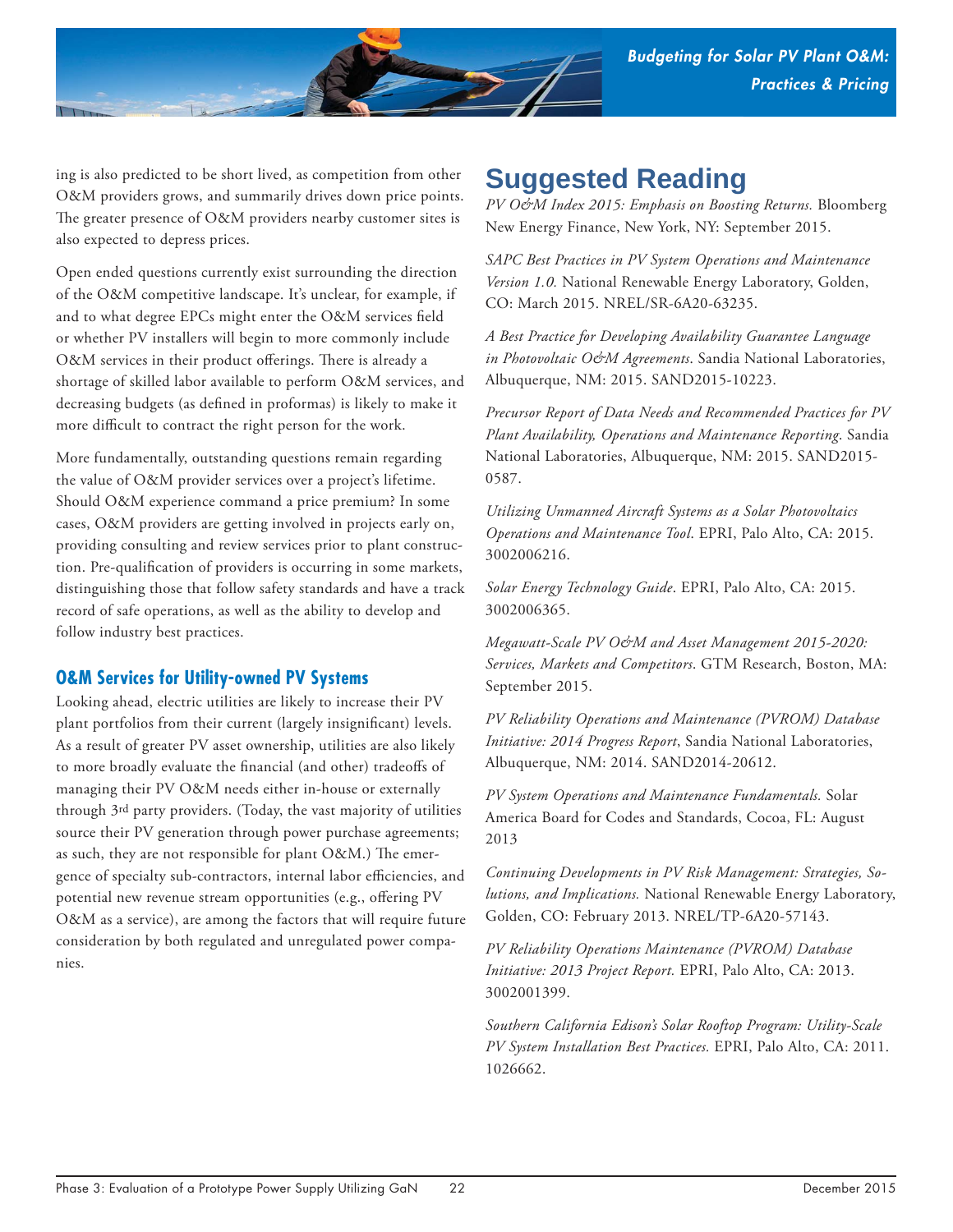ing is also predicted to be short lived, as competition from other O&M providers grows, and summarily drives down price points. The greater presence of O&M providers nearby customer sites is also expected to depress prices.

Open ended questions currently exist surrounding the direction of the O&M competitive landscape. It's unclear, for example, if and to what degree EPCs might enter the O&M services field or whether PV installers will begin to more commonly include O&M services in their product offerings. There is already a shortage of skilled labor available to perform O&M services, and decreasing budgets (as defined in proformas) is likely to make it more difficult to contract the right person for the work.

More fundamentally, outstanding questions remain regarding the value of O&M provider services over a project's lifetime. Should O&M experience command a price premium? In some cases, O&M providers are getting involved in projects early on, providing consulting and review services prior to plant construction. Pre-qualification of providers is occurring in some markets, distinguishing those that follow safety standards and have a track record of safe operations, as well as the ability to develop and follow industry best practices.

### O&M Services for Utility-owned PV Systems

Looking ahead, electric utilities are likely to increase their PV plant portfolios from their current (largely insignificant) levels. As a result of greater PV asset ownership, utilities are also likely to more broadly evaluate the financial (and other) tradeoffs of managing their PV O&M needs either in-house or externally through 3rd party providers. (Today, the vast majority of utilities source their PV generation through power purchase agreements; as such, they are not responsible for plant O&M.) The emergence of specialty sub-contractors, internal labor efficiencies, and potential new revenue stream opportunities (e.g., offering PV O&M as a service), are among the factors that will require future consideration by both regulated and unregulated power companies.

## Suggested Reading

*PV O&M Index 2015: Emphasis on Boosting Returns.* Bloomberg New Energy Finance, New York, NY: September 2015.

*SAPC Best Practices in PV System Operations and Maintenance Version 1.0.* National Renewable Energy Laboratory, Golden, CO: March 2015. NREL/SR-6A20-63235.

*A Best Practice for Developing Availability Guarantee Language in Photovoltaic O&M Agreements*. Sandia National Laboratories, Albuquerque, NM: 2015. SAND2015-10223.

*Precursor Report of Data Needs and Recommended Practices for PV Plant Availability, Operations and Maintenance Reporting*. Sandia National Laboratories, Albuquerque, NM: 2015. SAND2015-0587.

*Utilizing Unmanned Aircraft Systems as a Solar Photovoltaics Operations and Maintenance Tool*. EPRI, Palo Alto, CA: 2015. 3002006216.

*Solar Energy Technology Guide*. EPRI, Palo Alto, CA: 2015. 3002006365.

*Megawatt-Scale PV O&M and Asset Management 2015-2020: Services, Markets and Competitors*. GTM Research, Boston, MA: September 2015.

*PV Reliability Operations and Maintenance (PVROM) Database Initiative: 2014 Progress Report*, Sandia National Laboratories, Albuquerque, NM: 2014. SAND2014-20612.

*PV System Operations and Maintenance Fundamentals.* Solar America Board for Codes and Standards, Cocoa, FL: August 2013

*Continuing Developments in PV Risk Management: Strategies, Solutions, and Implications.* National Renewable Energy Laboratory, Golden, CO: February 2013. NREL/TP-6A20-57143.

*PV Reliability Operations Maintenance (PVROM) Database Initiative: 2013 Project Report.* EPRI, Palo Alto, CA: 2013. 3002001399.

*Southern California Edison's Solar Rooftop Program: Utility-Scale PV System Installation Best Practices.* EPRI, Palo Alto, CA: 2011. 1026662.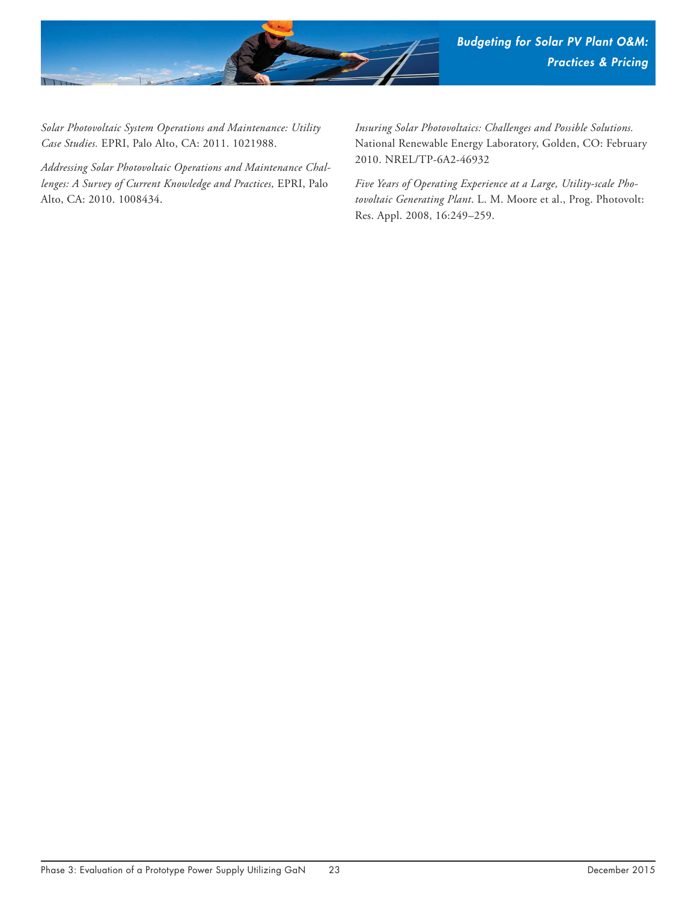*Solar Photovoltaic System Operations and Maintenance: Utility Case Studies.* EPRI, Palo Alto, CA: 2011. 1021988.

*Addressing Solar Photovoltaic Operations and Maintenance Challenges: A Survey of Current Knowledge and Practices,* EPRI, Palo Alto, CA: 2010. 1008434.

*Insuring Solar Photovoltaics: Challenges and Possible Solutions.* National Renewable Energy Laboratory, Golden, CO: February 2010. NREL/TP-6A2-46932

*Five Years of Operating Experience at a Large, Utility-scale Photovoltaic Generating Plant*. L. M. Moore et al., Prog. Photovolt: Res. Appl. 2008, 16:249–259.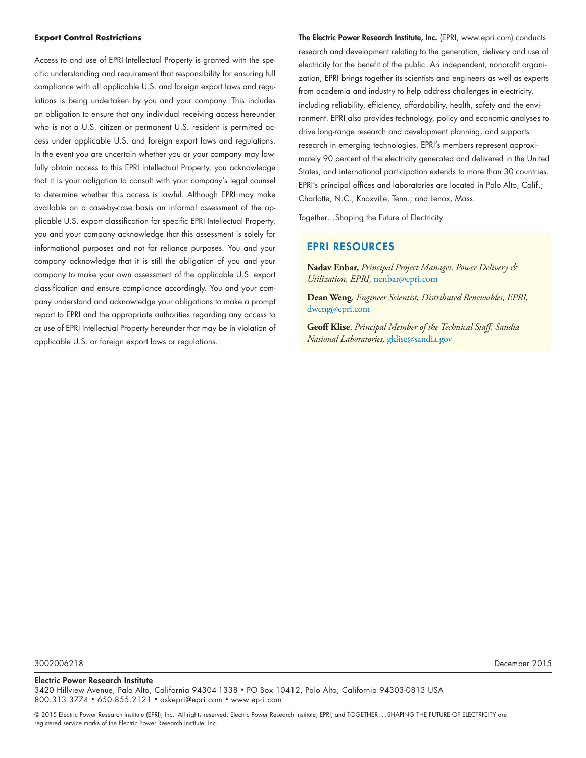**Export Control Restrictions**

Access to and use of EPRI Intellectual Property is granted with the specific understanding and requirement that responsibility for ensuring full compliance with all applicable U.S. and foreign export laws and regulations is being undertaken by you and your company. This includes an obligation to ensure that any individual receiving access hereunder who is not a U.S. citizen or permanent U.S. resident is permitted access under applicable U.S. and foreign export laws and regulations. In the event you are uncertain whether you or your company may lawfully obtain access to this EPRI Intellectual Property, you acknowledge that it is your obligation to consult with your company's legal counsel to determine whether this access is lawful. Although EPRI may make available on a case-by-case basis an informal assessment of the applicable U.S. export classification for specific EPRI Intellectual Property, you and your company acknowledge that this assessment is solely for informational purposes and not for reliance purposes. You and your company acknowledge that it is still the obligation of you and your company to make your own assessment of the applicable U.S. export classification and ensure compliance accordingly. You and your company understand and acknowledge your obligations to make a prompt report to EPRI and the appropriate authorities regarding any access to or use of EPRI Intellectual Property hereunder that may be in violation of applicable U.S. or foreign export laws or regulations.

**The Electric Power Research Institute, Inc.** (EPRI, www.epri.com) conducts research and development relating to the generation, delivery and use of electricity for the benefit of the public. An independent, nonprofit organization, EPRI brings together its scientists and engineers as well as experts from academia and industry to help address challenges in electricity, including reliability, efficiency, affordability, health, safety and the environment. EPRI also provides technology, policy and economic analyses to drive long-range research and development planning, and supports research in emerging technologies. EPRI's members represent approximately 90 percent of the electricity generated and delivered in the United States, and international participation extends to more than 30 countries. EPRI's principal offices and laboratories are located in Palo Alto, Calif.; Charlotte, N.C.; Knoxville, Tenn.; and Lenox, Mass.

Together…Shaping the Future of Electricity

## EPRI RESOURCES

**Nadav Enbar,** *Principal Project Manager, Power Delivery & Utilization, EPRI,* nenbar@epri.com

**Dean Weng**, *Engineer Scientist, Distributed Renewables, EPRI,* dweng@epri.com

**Geoff Klise**, *Principal Member of the Technical Staff, Sandia National Laboratories,* gklise@sandia.gov

3002006218

December 2015

**Electric Power Research Institute**
3420 Hillview Avenue, Palo Alto, California 94304-1338 • PO Box 10412, Palo Alto, California 94303-0813 USA
800.313.3774 • 650.855.2121 • askepri@epri.com • www.epri.com

© 2015 Electric Power Research Institute (EPRI), Inc. All rights reserved. Electric Power Research Institute, EPRI, and TOGETHER . . . SHAPING THE FUTURE OF ELECTRICITY are registered service marks of the Electric Power Research Institute, Inc.